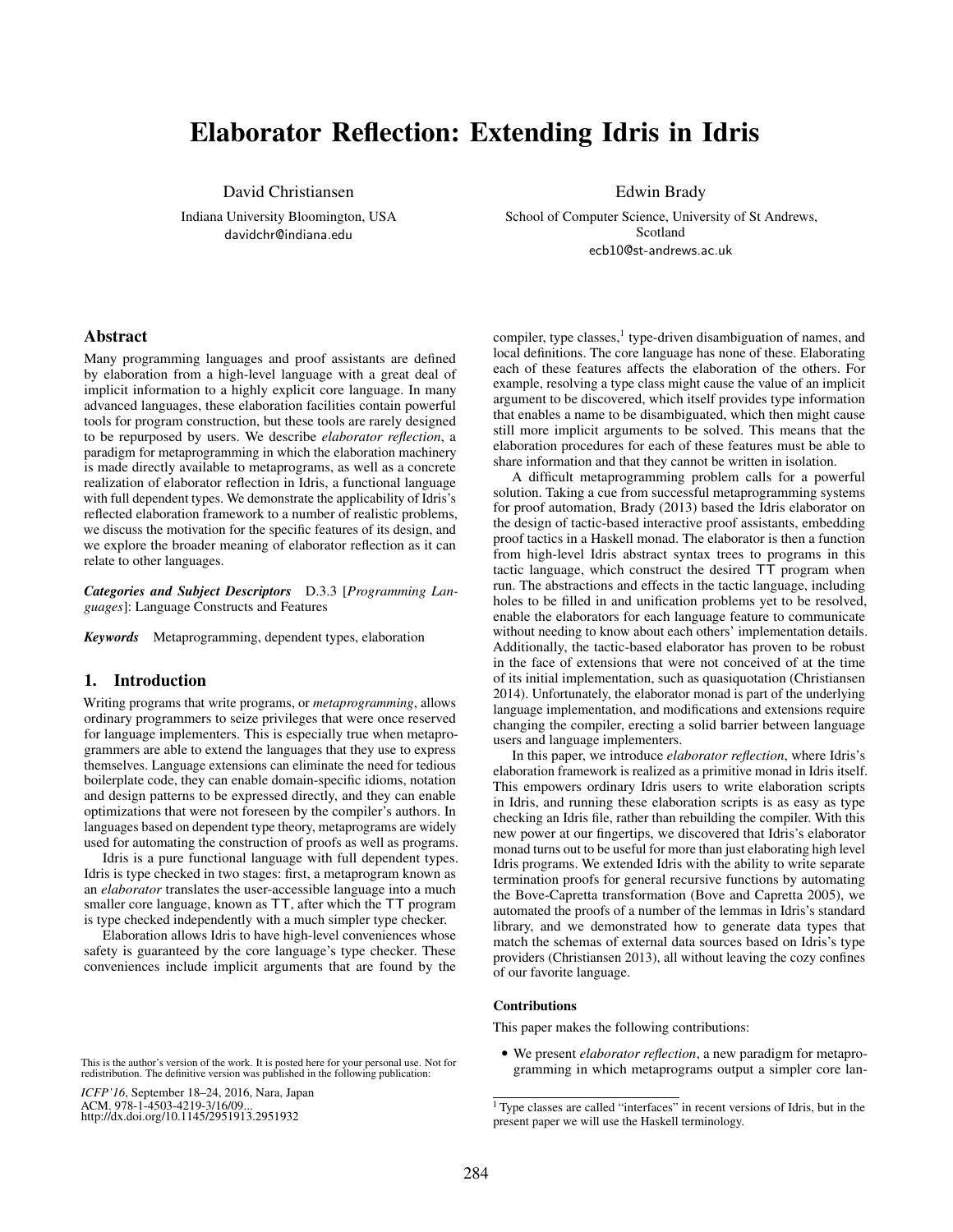# Elaborator Reflection: Extending Idris in Idris

David Christiansen
Indiana University Bloomington, USA
davidchr@indiana.edu

Edwin Brady
School of Computer Science, University of St Andrews, Scotland
ecb10@st-andrews.ac.uk

## Abstract

Many programming languages and proof assistants are defined by elaboration from a high-level language with a great deal of implicit information to a highly explicit core language. In many advanced languages, these elaboration facilities contain powerful tools for program construction, but these tools are rarely designed to be repurposed by users. We describe *elaborator reflection*, a paradigm for metaprogramming in which the elaboration machinery is made directly available to metaprograms, as well as a concrete realization of elaborator reflection in Idris, a functional language with full dependent types. We demonstrate the applicability of Idris's reflected elaboration framework to a number of realistic problems, we discuss the motivation for the specific features of its design, and we explore the broader meaning of elaborator reflection as it can relate to other languages.

***Categories and Subject Descriptors*** D.3.3 [*Programming Languages*]: Language Constructs and Features

***Keywords*** Metaprogramming, dependent types, elaboration

## 1. Introduction

Writing programs that write programs, or *metaprogramming*, allows ordinary programmers to seize privileges that were once reserved for language implementers. This is especially true when metaprogrammers are able to extend the languages that they use to express themselves. Language extensions can eliminate the need for tedious boilerplate code, they can enable domain-specific idioms, notation and design patterns to be expressed directly, and they can enable optimizations that were not foreseen by the compiler's authors. In languages based on dependent type theory, metaprograms are widely used for automating the construction of proofs as well as programs.

Idris is a pure functional language with full dependent types. Idris is type checked in two stages: first, a metaprogram known as an *elaborator* translates the user-accessible language into a much smaller core language, known as TT, after which the TT program is type checked independently with a much simpler type checker.

Elaboration allows Idris to have high-level conveniences whose safety is guaranteed by the core language's type checker. These conveniences include implicit arguments that are found by the compiler, type classes,[1] type-driven disambiguation of names, and local definitions. The core language has none of these. Elaborating each of these features affects the elaboration of the others. For example, resolving a type class might cause the value of an implicit argument to be discovered, which itself provides type information that enables a name to be disambiguated, which then might cause still more implicit arguments to be solved. This means that the elaboration procedures for each of these features must be able to share information and that they cannot be written in isolation.

A difficult metaprogramming problem calls for a powerful solution. Taking a cue from successful metaprogramming systems for proof automation, Brady (2013) based the Idris elaborator on the design of tactic-based interactive proof assistants, embedding proof tactics in a Haskell monad. The elaborator is then a function from high-level Idris abstract syntax trees to programs in this tactic language, which construct the desired TT program when run. The abstractions and effects in the tactic language, including holes to be filled in and unification problems yet to be resolved, enable the elaborators for each language feature to communicate without needing to know about each others' implementation details. Additionally, the tactic-based elaborator has proven to be robust in the face of extensions that were not conceived of at the time of its initial implementation, such as quasiquotation (Christiansen 2014). Unfortunately, the elaborator monad is part of the underlying language implementation, and modifications and extensions require changing the compiler, erecting a solid barrier between language users and language implementers.

In this paper, we introduce *elaborator reflection*, where Idris's elaboration framework is realized as a primitive monad in Idris itself. This empowers ordinary Idris users to write elaboration scripts in Idris, and running these elaboration scripts is as easy as type checking an Idris file, rather than rebuilding the compiler. With this new power at our fingertips, we discovered that Idris's elaborator monad turns out to be useful for more than just elaborating high level Idris programs. We extended Idris with the ability to write separate termination proofs for general recursive functions by automating the Bove-Capretta transformation (Bove and Capretta 2005), we automated the proofs of a number of the lemmas in Idris's standard library, and we demonstrated how to generate data types that match the schemas of external data sources based on Idris's type providers (Christiansen 2013), all without leaving the cozy confines of our favorite language.

#### Contributions

This paper makes the following contributions:

- We present *elaborator reflection*, a new paradigm for metaprogramming in which metaprograms output a simpler core lan-

This is the author's version of the work. It is posted here for your personal use. Not for redistribution. The definitive version was published in the following publication:

*ICFP'16*, September 18–24, 2016, Nara, Japan
ACM. 978-1-4503-4219-3/16/09...
http://dx.doi.org/10.1145/2951913.2951932

[1] Type classes are called "interfaces" in recent versions of Idris, but in the present paper we will use the Haskell terminology.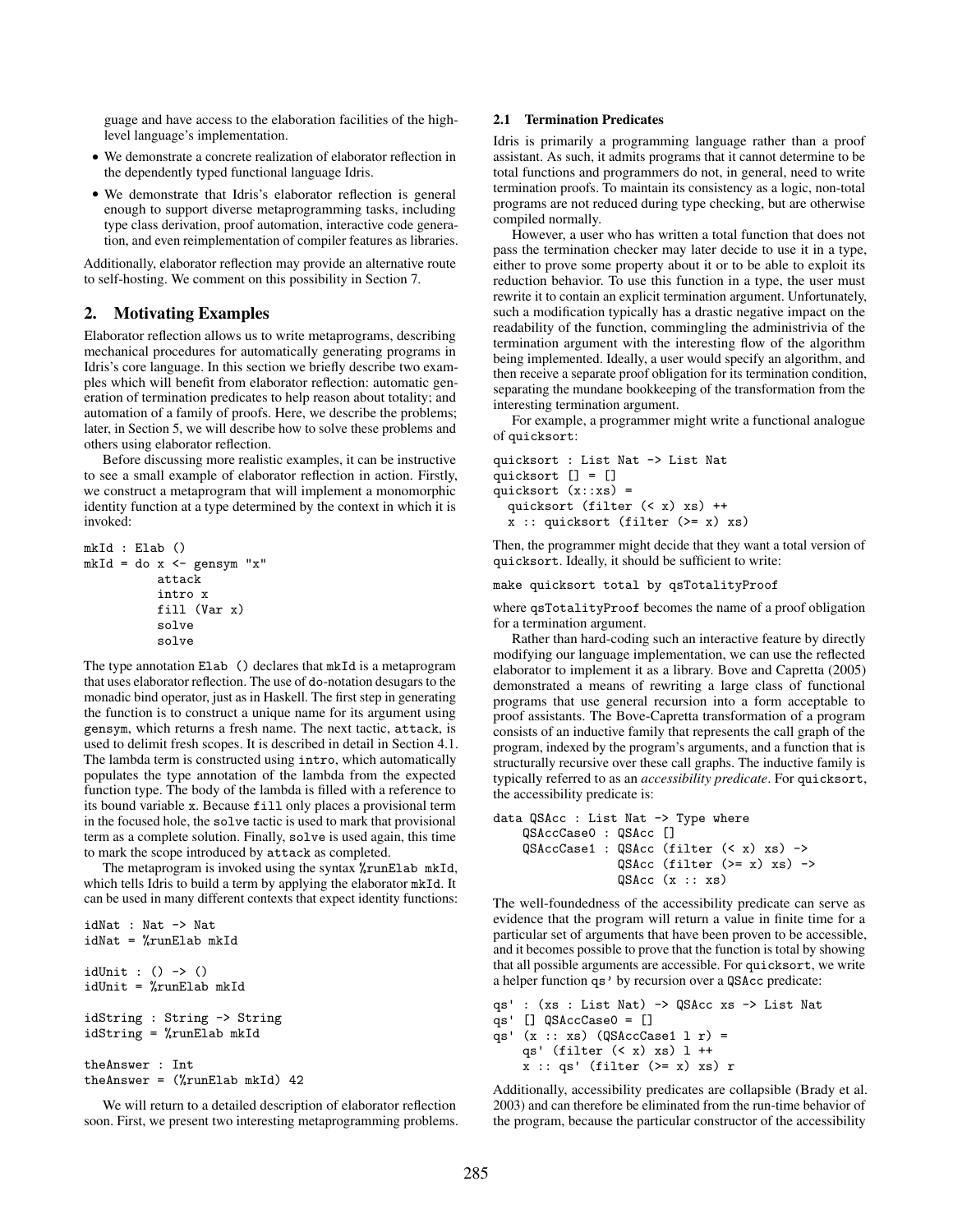guage and have access to the elaboration facilities of the high-level language's implementation.

- We demonstrate a concrete realization of elaborator reflection in the dependently typed functional language Idris.
- We demonstrate that Idris's elaborator reflection is general enough to support diverse metaprogramming tasks, including type class derivation, proof automation, interactive code generation, and even reimplementation of compiler features as libraries.

Additionally, elaborator reflection may provide an alternative route to self-hosting. We comment on this possibility in Section 7.

## 2. Motivating Examples

Elaborator reflection allows us to write metaprograms, describing mechanical procedures for automatically generating programs in Idris's core language. In this section we briefly describe two examples which will benefit from elaborator reflection: automatic generation of termination predicates to help reason about totality; and automation of a family of proofs. Here, we describe the problems; later, in Section 5, we will describe how to solve these problems and others using elaborator reflection.

Before discussing more realistic examples, it can be instructive to see a small example of elaborator reflection in action. Firstly, we construct a metaprogram that will implement a monomorphic identity function at a type determined by the context in which it is invoked:

```
mkId : Elab ()
mkId = do x <- gensym "x"
          attack
          intro x
          fill (Var x)
          solve
          solve
```

The type annotation `Elab ()` declares that `mkId` is a metaprogram that uses elaborator reflection. The use of `do`-notation desugars to the monadic bind operator, just as in Haskell. The first step in generating the function is to construct a unique name for its argument using `gensym`, which returns a fresh name. The next tactic, `attack`, is used to delimit fresh scopes. It is described in detail in Section 4.1. The lambda term is constructed using `intro`, which automatically populates the type annotation of the lambda from the expected function type. The body of the lambda is filled with a reference to its bound variable `x`. Because `fill` only places a provisional term in the focused hole, the `solve` tactic is used to mark that provisional term as a complete solution. Finally, `solve` is used again, this time to mark the scope introduced by `attack` as completed.

The metaprogram is invoked using the syntax `%runElab mkId`, which tells Idris to build a term by applying the elaborator `mkId`. It can be used in many different contexts that expect identity functions:

```
idNat : Nat -> Nat
idNat = %runElab mkId

idUnit : () -> ()
idUnit = %runElab mkId

idString : String -> String
idString = %runElab mkId

theAnswer : Int
theAnswer = (%runElab mkId) 42
```

We will return to a detailed description of elaborator reflection soon. First, we present two interesting metaprogramming problems.

### 2.1 Termination Predicates

Idris is primarily a programming language rather than a proof assistant. As such, it admits programs that it cannot determine to be total functions and programmers do not, in general, need to write termination proofs. To maintain its consistency as a logic, non-total programs are not reduced during type checking, but are otherwise compiled normally.

However, a user who has written a total function that does not pass the termination checker may later decide to use it in a type, either to prove some property about it or to be able to exploit its reduction behavior. To use this function in a type, the user must rewrite it to contain an explicit termination argument. Unfortunately, such a modification typically has a drastic negative impact on the readability of the function, commingling the administrivia of the termination argument with the interesting flow of the algorithm being implemented. Ideally, a user would specify an algorithm, and then receive a separate proof obligation for its termination condition, separating the mundane bookkeeping of the transformation from the interesting termination argument.

For example, a programmer might write a functional analogue of `quicksort`:

```
quicksort : List Nat -> List Nat
quicksort [] = []
quicksort (x::xs) =
  quicksort (filter (< x) xs) ++
  x :: quicksort (filter (>= x) xs)
```

Then, the programmer might decide that they want a total version of `quicksort`. Ideally, it should be sufficient to write:

```
make quicksort total by qsTotalityProof
```

where `qsTotalityProof` becomes the name of a proof obligation for a termination argument.

Rather than hard-coding such an interactive feature by directly modifying our language implementation, we can use the reflected elaborator to implement it as a library. Bove and Capretta (2005) demonstrated a means of rewriting a large class of functional programs that use general recursion into a form acceptable to proof assistants. The Bove-Capretta transformation of a program consists of an inductive family that represents the call graph of the program, indexed by the program's arguments, and a function that is structurally recursive over these call graphs. The inductive family is typically referred to as an *accessibility predicate*. For `quicksort`, the accessibility predicate is:

```
data QSAcc : List Nat -> Type where
    QSAccCase0 : QSAcc []
    QSAccCase1 : QSAcc (filter (< x) xs) ->
                 QSAcc (filter (>= x) xs) ->
                 QSAcc (x :: xs)
```

The well-foundedness of the accessibility predicate can serve as evidence that the program will return a value in finite time for a particular set of arguments that have been proven to be accessible, and it becomes possible to prove that the function is total by showing that all possible arguments are accessible. For `quicksort`, we write a helper function `qs'` by recursion over a `QSAcc` predicate:

```
qs' : (xs : List Nat) -> QSAcc xs -> List Nat
qs' [] QSAccCase0 = []
qs' (x :: xs) (QSAccCase1 l r) =
    qs' (filter (< x) xs) l ++
    x :: qs' (filter (>= x) xs) r
```

Additionally, accessibility predicates are collapsible (Brady et al. 2003) and can therefore be eliminated from the run-time behavior of the program, because the particular constructor of the accessibility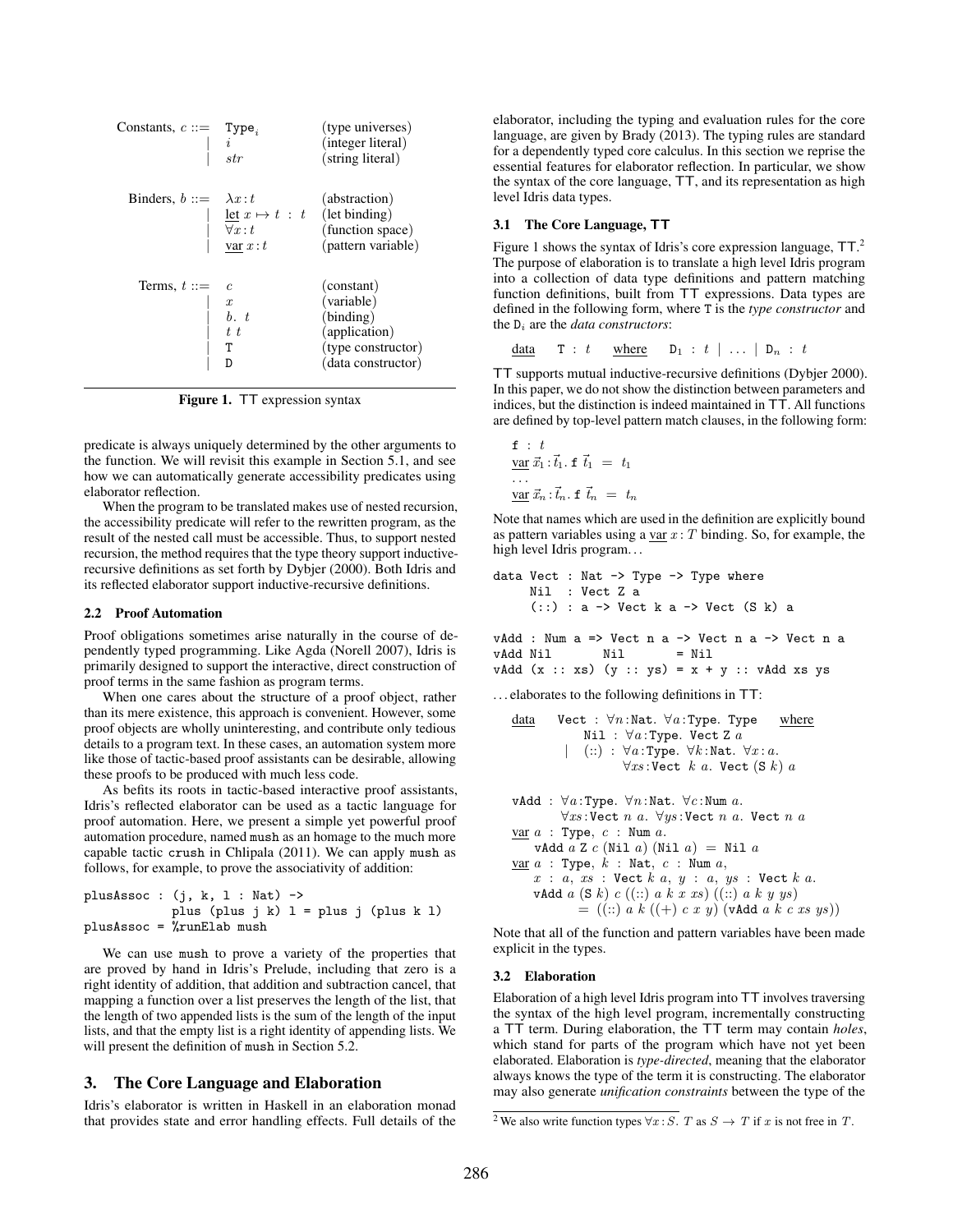$$
\begin{array}{llll}
\text{Constants, } c ::= & \texttt{Type}_i & & \text{(type universes)} \\
| & i & & \text{(integer literal)} \\
| & str & & \text{(string literal)} \\
\\
\text{Binders, } b ::= & \lambda x : t & & \text{(abstraction)} \\
| & \underline{\text{let}}\ x \mapsto t\ :\ t & & \text{(let binding)} \\
| & \forall x : t & & \text{(function space)} \\
| & \underline{\text{var}}\ x : t & & \text{(pattern variable)} \\
\\
\text{Terms, } t ::= & c & & \text{(constant)} \\
| & x & & \text{(variable)} \\
| & b.\ t & & \text{(binding)} \\
| & t\ t & & \text{(application)} \\
| & \texttt{T} & & \text{(type constructor)} \\
| & \texttt{D} & & \text{(data constructor)}
\end{array}
$$

**Figure 1.** TT expression syntax

predicate is always uniquely determined by the other arguments to the function. We will revisit this example in Section 5.1, and see how we can automatically generate accessibility predicates using elaborator reflection.

When the program to be translated makes use of nested recursion, the accessibility predicate will refer to the rewritten program, as the result of the nested call must be accessible. Thus, to support nested recursion, the method requires that the type theory support inductive-recursive definitions as set forth by Dybjer (2000). Both Idris and its reflected elaborator support inductive-recursive definitions.

### 2.2 Proof Automation

Proof obligations sometimes arise naturally in the course of dependently typed programming. Like Agda (Norell 2007), Idris is primarily designed to support the interactive, direct construction of proof terms in the same fashion as program terms.

When one cares about the structure of a proof object, rather than its mere existence, this approach is convenient. However, some proof objects are wholly uninteresting, and contribute only tedious details to a program text. In these cases, an automation system more like those of tactic-based proof assistants can be desirable, allowing these proofs to be produced with much less code.

As befits its roots in tactic-based interactive proof assistants, Idris's reflected elaborator can be used as a tactic language for proof automation. Here, we present a simple yet powerful proof automation procedure, named `mush` as an homage to the much more capable tactic `crush` in Chlipala (2011). We can apply `mush` as follows, for example, to prove the associativity of addition:

```
plusAssoc : (j, k, l : Nat) ->
            plus (plus j k) l = plus j (plus k l)
plusAssoc = %runElab mush
```

We can use `mush` to prove a variety of the properties that are proved by hand in Idris's Prelude, including that zero is a right identity of addition, that addition and subtraction cancel, that mapping a function over a list preserves the length of the list, that the length of two appended lists is the sum of the length of the input lists, and that the empty list is a right identity of appending lists. We will present the definition of `mush` in Section 5.2.

## 3. The Core Language and Elaboration

Idris's elaborator is written in Haskell in an elaboration monad that provides state and error handling effects. Full details of the elaborator, including the typing and evaluation rules for the core language, are given by Brady (2013). The typing rules are standard for a dependently typed core calculus. In this section we reprise the essential features for elaborator reflection. In particular, we show the syntax of the core language, TT, and its representation as high level Idris data types.

### 3.1 The Core Language, TT

Figure 1 shows the syntax of Idris's core expression language, TT.[2] The purpose of elaboration is to translate a high level Idris program into a collection of data type definitions and pattern matching function definitions, built from TT expressions. Data types are defined in the following form, where `T` is the *type constructor* and the $\texttt{D}_i$ are the *data constructors*:

$$\underline{\text{data}}\quad \texttt{T}\ :\ t\quad \underline{\text{where}}\quad \texttt{D}_1\ :\ t\ |\ \ldots\ |\ \texttt{D}_n\ :\ t$$

TT supports mutual inductive-recursive definitions (Dybjer 2000). In this paper, we do not show the distinction between parameters and indices, but the distinction is indeed maintained in TT. All functions are defined by top-level pattern match clauses, in the following form:

$$
\begin{array}{l}
\texttt{f}\ :\ t \\
\underline{\text{var}}\ \vec{x}_1 : \vec{t}_1.\ \texttt{f}\ \vec{t}_1\ =\ t_1 \\
\ldots \\
\underline{\text{var}}\ \vec{x}_n : \vec{t}_n.\ \texttt{f}\ \vec{t}_n\ =\ t_n
\end{array}
$$

Note that names which are used in the definition are explicitly bound as pattern variables using a $\underline{\text{var}}\ x : T$ binding. So, for example, the high level Idris program...

```
data Vect : Nat -> Type -> Type where
     Nil  : Vect Z a
     (::) : a -> Vect k a -> Vect (S k) a

vAdd : Num a => Vect n a -> Vect n a -> Vect n a
vAdd Nil       Nil       = Nil
vAdd (x :: xs) (y :: ys) = x + y :: vAdd xs ys
```

...elaborates to the following definitions in TT:

$$
\begin{array}{l}
\underline{\text{data}}\quad \texttt{Vect}\ :\ \forall n{:}\texttt{Nat}.\ \forall a{:}\texttt{Type}.\ \texttt{Type}\quad \underline{\text{where}} \\
\qquad\quad \texttt{Nil}\ :\ \forall a{:}\texttt{Type}.\ \texttt{Vect Z}\ a \\
\qquad |\quad (::)\ :\ \forall a{:}\texttt{Type}.\ \forall k{:}\texttt{Nat}.\ \forall x{:}a. \\
\qquad\qquad\quad \forall xs{:}\texttt{Vect}\ k\ a.\ \texttt{Vect}\ (\texttt{S}\ k)\ a
\end{array}
$$

$$
\begin{array}{l}
\texttt{vAdd}\ :\ \forall a{:}\texttt{Type}.\ \forall n{:}\texttt{Nat}.\ \forall c{:}\texttt{Num}\ a. \\
\qquad \forall xs{:}\texttt{Vect}\ n\ a.\ \forall ys{:}\texttt{Vect}\ n\ a.\ \texttt{Vect}\ n\ a \\
\underline{\text{var}}\ a\ :\ \texttt{Type},\ c\ :\ \texttt{Num}\ a. \\
\quad \texttt{vAdd}\ a\ \texttt{Z}\ c\ (\texttt{Nil}\ a)\ (\texttt{Nil}\ a)\ =\ \texttt{Nil}\ a \\
\underline{\text{var}}\ a\ :\ \texttt{Type},\ k\ :\ \texttt{Nat},\ c\ :\ \texttt{Num}\ a, \\
\quad x\ :\ a,\ xs\ :\ \texttt{Vect}\ k\ a,\ y\ :\ a,\ ys\ :\ \texttt{Vect}\ k\ a. \\
\quad \texttt{vAdd}\ a\ (\texttt{S}\ k)\ c\ ((::)\ a\ k\ x\ xs)\ ((::)\ a\ k\ y\ ys) \\
\qquad\quad =\ ((::)\ a\ k\ ((+)\ c\ x\ y)\ (\texttt{vAdd}\ a\ k\ c\ xs\ ys))
\end{array}
$$

Note that all of the function and pattern variables have been made explicit in the types.

### 3.2 Elaboration

Elaboration of a high level Idris program into TT involves traversing the syntax of the high level program, incrementally constructing a TT term. During elaboration, the TT term may contain *holes*, which stand for parts of the program which have not yet been elaborated. Elaboration is *type-directed*, meaning that the elaborator always knows the type of the term it is constructing. The elaborator may also generate *unification constraints* between the type of the

[2] We also write function types $\forall x : S.\ T$ as $S \to T$ if $x$ is not free in $T$.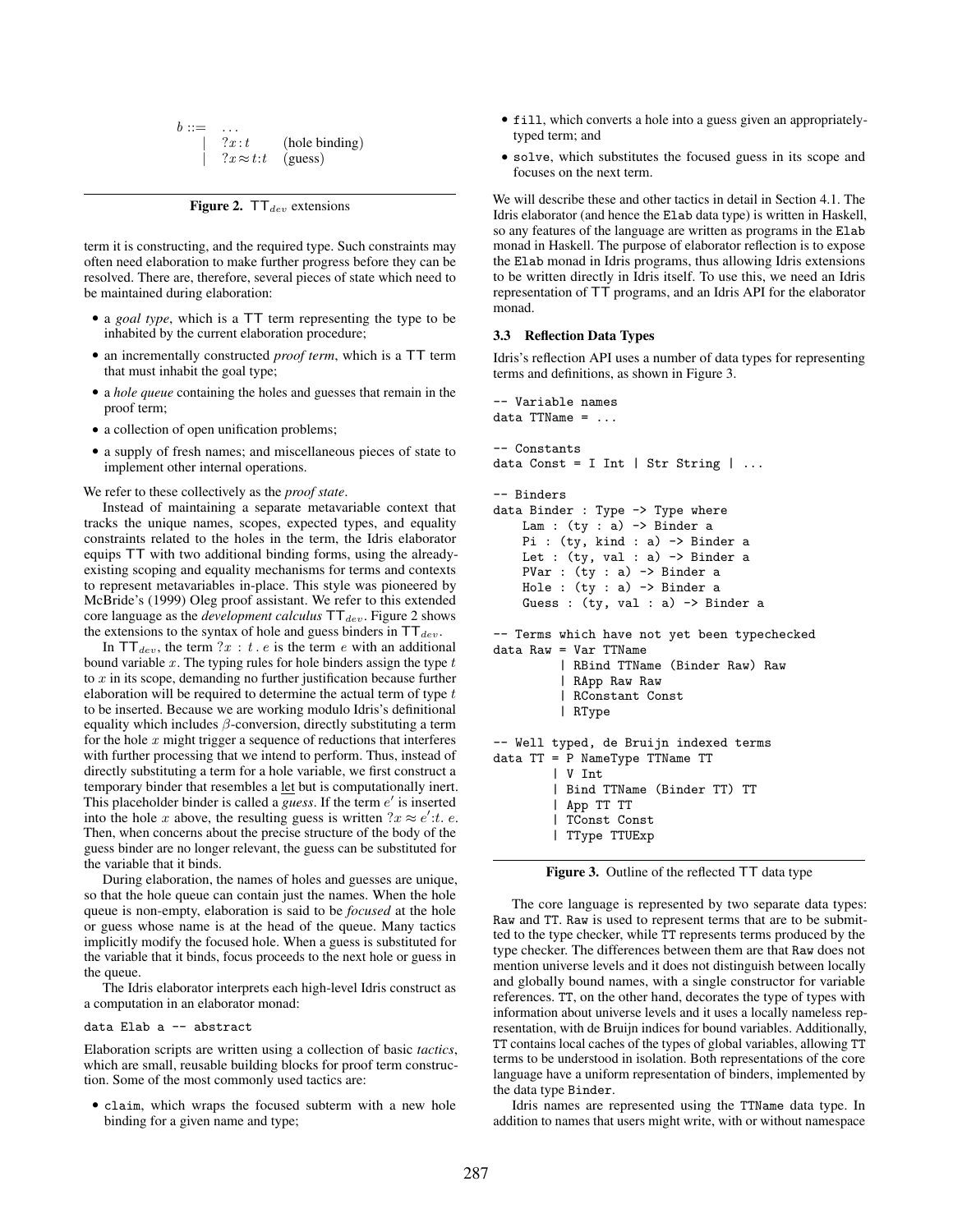$$
\begin{array}{llll}
b ::= & \ldots & \\
& | & ?x : t & \text{(hole binding)} \\
& | & ?x \approx t{:}t & \text{(guess)}
\end{array}
$$

**Figure 2.** $\mathsf{TT}_{dev}$ extensions

term it is constructing, and the required type. Such constraints may often need elaboration to make further progress before they can be resolved. There are, therefore, several pieces of state which need to be maintained during elaboration:

- a *goal type*, which is a $\mathsf{TT}$ term representing the type to be inhabited by the current elaboration procedure;
- an incrementally constructed *proof term*, which is a $\mathsf{TT}$ term that must inhabit the goal type;
- a *hole queue* containing the holes and guesses that remain in the proof term;
- a collection of open unification problems;
- a supply of fresh names; and miscellaneous pieces of state to implement other internal operations.

We refer to these collectively as the *proof state*.

Instead of maintaining a separate metavariable context that tracks the unique names, scopes, expected types, and equality constraints related to the holes in the term, the Idris elaborator equips $\mathsf{TT}$ with two additional binding forms, using the already-existing scoping and equality mechanisms for terms and contexts to represent metavariables in-place. This style was pioneered by McBride's (1999) Oleg proof assistant. We refer to this extended core language as the *development calculus* $\mathsf{TT}_{dev}$. Figure 2 shows the extensions to the syntax of hole and guess binders in $\mathsf{TT}_{dev}$.

In $\mathsf{TT}_{dev}$, the term $?x : t \,.\, e$ is the term $e$ with an additional bound variable $x$. The typing rules for hole binders assign the type $t$ to $x$ in its scope, demanding no further justification because further elaboration will be required to determine the actual term of type $t$ to be inserted. Because we are working modulo Idris's definitional equality which includes $\beta$-conversion, directly substituting a term for the hole $x$ might trigger a sequence of reductions that interferes with further processing that we intend to perform. Thus, instead of directly substituting a term for a hole variable, we first construct a temporary binder that resembles a let but is computationally inert. This placeholder binder is called a *guess*. If the term $e'$ is inserted into the hole $x$ above, the resulting guess is written $?x \approx e'{:}t.\ e$. Then, when concerns about the precise structure of the body of the guess binder are no longer relevant, the guess can be substituted for the variable that it binds.

During elaboration, the names of holes and guesses are unique, so that the hole queue can contain just the names. When the hole queue is non-empty, elaboration is said to be *focused* at the hole or guess whose name is at the head of the queue. Many tactics implicitly modify the focused hole. When a guess is substituted for the variable that it binds, focus proceeds to the next hole or guess in the queue.

The Idris elaborator interprets each high-level Idris construct as a computation in an elaborator monad:

```
data Elab a -- abstract
```

Elaboration scripts are written using a collection of basic *tactics*, which are small, reusable building blocks for proof term construction. Some of the most commonly used tactics are:

- `claim`, which wraps the focused subterm with a new hole binding for a given name and type;
- `fill`, which converts a hole into a guess given an appropriately-typed term; and
- `solve`, which substitutes the focused guess in its scope and focuses on the next term.

We will describe these and other tactics in detail in Section 4.1. The Idris elaborator (and hence the `Elab` data type) is written in Haskell, so any features of the language are written as programs in the `Elab` monad in Haskell. The purpose of elaborator reflection is to expose the `Elab` monad in Idris programs, thus allowing Idris extensions to be written directly in Idris itself. To use this, we need an Idris representation of $\mathsf{TT}$ programs, and an Idris API for the elaborator monad.

### 3.3 Reflection Data Types

Idris's reflection API uses a number of data types for representing terms and definitions, as shown in Figure 3.

```
-- Variable names
data TTName = ...

-- Constants
data Const = I Int | Str String | ...

-- Binders
data Binder : Type -> Type where
    Lam : (ty : a) -> Binder a
    Pi : (ty, kind : a) -> Binder a
    Let : (ty, val : a) -> Binder a
    PVar : (ty : a) -> Binder a
    Hole : (ty : a) -> Binder a
    Guess : (ty, val : a) -> Binder a

-- Terms which have not yet been typechecked
data Raw = Var TTName
         | RBind TTName (Binder Raw) Raw
         | RApp Raw Raw
         | RConstant Const
         | RType

-- Well typed, de Bruijn indexed terms
data TT = P NameType TTName TT
        | V Int
        | Bind TTName (Binder TT) TT
        | App TT TT
        | TConst Const
        | TType TTUExp
```

**Figure 3.** Outline of the reflected $\mathsf{TT}$ data type

The core language is represented by two separate data types: `Raw` and `TT`. `Raw` is used to represent terms that are to be submitted to the type checker, while `TT` represents terms produced by the type checker. The differences between them are that `Raw` does not mention universe levels and it does not distinguish between locally and globally bound names, with a single constructor for variable references. `TT`, on the other hand, decorates the type of types with information about universe levels and it uses a locally nameless representation, with de Bruijn indices for bound variables. Additionally, `TT` contains local caches of the types of global variables, allowing `TT` terms to be understood in isolation. Both representations of the core language have a uniform representation of binders, implemented by the data type `Binder`.

Idris names are represented using the `TTName` data type. In addition to names that users might write, with or without namespace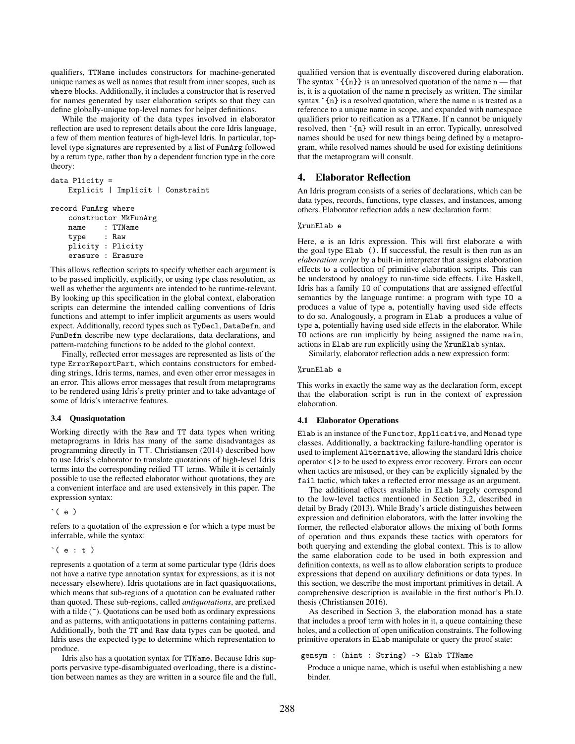qualifiers, `TTName` includes constructors for machine-generated unique names as well as names that result from inner scopes, such as `where` blocks. Additionally, it includes a constructor that is reserved for names generated by user elaboration scripts so that they can define globally-unique top-level names for helper definitions.

While the majority of the data types involved in elaborator reflection are used to represent details about the core Idris language, a few of them mention features of high-level Idris. In particular, top-level type signatures are represented by a list of `FunArg` followed by a return type, rather than by a dependent function type in the core theory:

```
data Plicity =
    Explicit | Implicit | Constraint

record FunArg where
    constructor MkFunArg
    name    : TTName
    type    : Raw
    plicity : Plicity
    erasure : Erasure
```

This allows reflection scripts to specify whether each argument is to be passed implicitly, explicitly, or using type class resolution, as well as whether the arguments are intended to be runtime-relevant. By looking up this specification in the global context, elaboration scripts can determine the intended calling conventions of Idris functions and attempt to infer implicit arguments as users would expect. Additionally, record types such as `TyDecl`, `DataDefn`, and `FunDefn` describe new type declarations, data declarations, and pattern-matching functions to be added to the global context.

Finally, reflected error messages are represented as lists of the type `ErrorReportPart`, which contains constructors for embedding strings, Idris terms, names, and even other error messages in an error. This allows error messages that result from metaprograms to be rendered using Idris's pretty printer and to take advantage of some of Idris's interactive features.

### 3.4 Quasiquotation

Working directly with the `Raw` and `TT` data types when writing metaprograms in Idris has many of the same disadvantages as programming directly in TT. Christiansen (2014) described how to use Idris's elaborator to translate quotations of high-level Idris terms into the corresponding reified TT terms. While it is certainly possible to use the reflected elaborator without quotations, they are a convenient interface and are used extensively in this paper. The expression syntax:

```
`( e )
```

refers to a quotation of the expression `e` for which a type must be inferrable, while the syntax:

```
`( e : t )
```

represents a quotation of a term at some particular type (Idris does not have a native type annotation syntax for expressions, as it is not necessary elsewhere). Idris quotations are in fact quasiquotations, which means that sub-regions of a quotation can be evaluated rather than quoted. These sub-regions, called *antiquotations*, are prefixed with a tilde (~). Quotations can be used both as ordinary expressions and as patterns, with antiquotations in patterns containing patterns. Additionally, both the `TT` and `Raw` data types can be quoted, and Idris uses the expected type to determine which representation to produce.

Idris also has a quotation syntax for `TTName`. Because Idris supports pervasive type-disambiguated overloading, there is a distinction between names as they are written in a source file and the full, qualified version that is eventually discovered during elaboration. The syntax `` `{{n}} `` is an unresolved quotation of the name `n` — that is, it is a quotation of the name `n` precisely as written. The similar syntax `` `{n} `` is a resolved quotation, where the name `n` is treated as a reference to a unique name in scope, and expanded with namespace qualifiers prior to reification as a `TTName`. If `n` cannot be uniquely resolved, then `` `{n} `` will result in an error. Typically, unresolved names should be used for new things being defined by a metaprogram, while resolved names should be used for existing definitions that the metaprogram will consult.

## 4. Elaborator Reflection

An Idris program consists of a series of declarations, which can be data types, records, functions, type classes, and instances, among others. Elaborator reflection adds a new declaration form:

```
%runElab e
```

Here, `e` is an Idris expression. This will first elaborate `e` with the goal type `Elab ()`. If successful, the result is then run as an *elaboration script* by a built-in interpreter that assigns elaboration effects to a collection of primitive elaboration scripts. This can be understood by analogy to run-time side effects. Like Haskell, Idris has a family `IO` of computations that are assigned effectful semantics by the language runtime: a program with type `IO a` produces a value of type `a`, potentially having used side effects to do so. Analogously, a program in `Elab a` produces a value of type `a`, potentially having used side effects in the elaborator. While `IO` actions are run implicitly by being assigned the name `main`, actions in `Elab` are run explicitly using the `%runElab` syntax.

Similarly, elaborator reflection adds a new expression form:

```
%runElab e
```

This works in exactly the same way as the declaration form, except that the elaboration script is run in the context of expression elaboration.

### 4.1 Elaborator Operations

`Elab` is an instance of the `Functor`, `Applicative`, and `Monad` type classes. Additionally, a backtracking failure-handling operator is used to implement `Alternative`, allowing the standard Idris choice operator `<|>` to be used to express error recovery. Errors can occur when tactics are misused, or they can be explicitly signaled by the `fail` tactic, which takes a reflected error message as an argument.

The additional effects available in `Elab` largely correspond to the low-level tactics mentioned in Section 3.2, described in detail by Brady (2013). While Brady's article distinguishes between expression and definition elaborators, with the latter invoking the former, the reflected elaborator allows the mixing of both forms of operation and thus expands these tactics with operators for both querying and extending the global context. This is to allow the same elaboration code to be used in both expression and definition contexts, as well as to allow elaboration scripts to produce expressions that depend on auxiliary definitions or data types. In this section, we describe the most important primitives in detail. A comprehensive description is available in the first author's Ph.D. thesis (Christiansen 2016).

As described in Section 3, the elaboration monad has a state that includes a proof term with holes in it, a queue containing these holes, and a collection of open unification constraints. The following primitive operators in `Elab` manipulate or query the proof state:

`gensym : (hint : String) -> Elab TTName`

Produce a unique name, which is useful when establishing a new binder.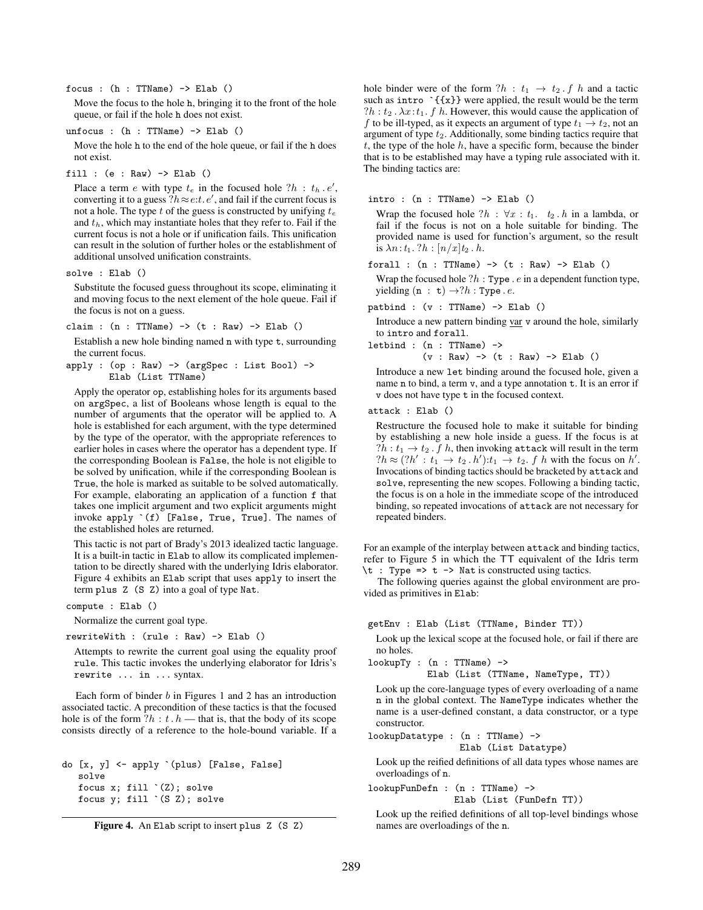`focus : (h : TTName) -> Elab ()`

Move the focus to the hole h, bringing it to the front of the hole queue, or fail if the hole h does not exist.

`unfocus : (h : TTName) -> Elab ()`

Move the hole h to the end of the hole queue, or fail if the h does not exist.

`fill : (e : Raw) -> Elab ()`

Place a term $e$ with type $t_e$ in the focused hole $?h : t_h \,.\, e'$, converting it to a guess $?h \approx e{:}t \,.\, e'$, and fail if the current focus is not a hole. The type $t$ of the guess is constructed by unifying $t_e$ and $t_h$, which may instantiate holes that they refer to. Fail if the current focus is not a hole or if unification fails. This unification can result in the solution of further holes or the establishment of additional unsolved unification constraints.

`solve : Elab ()`

Substitute the focused guess throughout its scope, eliminating it and moving focus to the next element of the hole queue. Fail if the focus is not on a guess.

`claim : (n : TTName) -> (t : Raw) -> Elab ()`

Establish a new hole binding named n with type t, surrounding the current focus.

```
apply : (op : Raw) -> (argSpec : List Bool) ->
        Elab (List TTName)
```

Apply the operator op, establishing holes for its arguments based on argSpec, a list of Booleans whose length is equal to the number of arguments that the operator will be applied to. A hole is established for each argument, with the type determined by the type of the operator, with the appropriate references to earlier holes in cases where the operator has a dependent type. If the corresponding Boolean is False, the hole is not eligible to be solved by unification, while if the corresponding Boolean is True, the hole is marked as suitable to be solved automatically. For example, elaborating an application of a function f that takes one implicit argument and two explicit arguments might invoke ``apply `(f) [False, True, True]``. The names of the established holes are returned.

This tactic is not part of Brady's 2013 idealized tactic language. It is a built-in tactic in Elab to allow its complicated implementation to be directly shared with the underlying Idris elaborator. Figure 4 exhibits an Elab script that uses apply to insert the term plus Z (S Z) into a goal of type Nat.

`compute : Elab ()`

Normalize the current goal type.

`rewriteWith : (rule : Raw) -> Elab ()`

Attempts to rewrite the current goal using the equality proof rule. This tactic invokes the underlying elaborator for Idris's rewrite ... in ... syntax.

Each form of binder $b$ in Figures 1 and 2 has an introduction associated tactic. A precondition of these tactics is that the focused hole is of the form $?h : t \,.\, h$ — that is, that the body of its scope consists directly of a reference to the hole-bound variable. If a hole binder were of the form $?h : t_1 \to t_2 \,.\, f\ h$ and a tactic such as ``intro `{{x}}`` were applied, the result would be the term $?h : t_2 \,.\, \lambda x{:}t_1 .\ f\ h$. However, this would cause the application of $f$ to be ill-typed, as it expects an argument of type $t_1 \to t_2$, not an argument of type $t_2$. Additionally, some binding tactics require that $t$, the type of the hole $h$, have a specific form, because the binder that is to be established may have a typing rule associated with it. The binding tactics are:

`intro : (n : TTName) -> Elab ()`

Wrap the focused hole $?h : \forall x : t_1.\ \ t_2 \,.\, h$ in a lambda, or fail if the focus is not on a hole suitable for binding. The provided name is used for function's argument, so the result is $\lambda n{:}t_1.\ ?h : [n/x]t_2 \,.\, h$.

`forall : (n : TTName) -> (t : Raw) -> Elab ()`

Wrap the focused hole $?h : \texttt{Type} \,.\, e$ in a dependent function type, yielding $(\texttt{n : t}) \to ?h : \texttt{Type} \,.\, e$.

`patbind : (v : TTName) -> Elab ()`

Introduce a new pattern binding var v around the hole, similarly to intro and forall.

```
letbind : (n : TTName) ->
          (v : Raw) -> (t : Raw) -> Elab ()
```

Introduce a new let binding around the focused hole, given a name n to bind, a term v, and a type annotation t. It is an error if v does not have type t in the focused context.

`attack : Elab ()`

Restructure the focused hole to make it suitable for binding by establishing a new hole inside a guess. If the focus is at $?h : t_1 \to t_2 \,.\, f\ h$, then invoking attack will result in the term $?h \approx (?h' : t_1 \to t_2 \,.\, h'){:}t_1 \to t_2.\ f\ h$ with the focus on $h'$. Invocations of binding tactics should be bracketed by attack and solve, representing the new scopes. Following a binding tactic, the focus is on a hole in the immediate scope of the introduced binding, so repeated invocations of attack are not necessary for repeated binders.

For an example of the interplay between attack and binding tactics, refer to Figure 5 in which the TT equivalent of the Idris term `\t : Type => t -> Nat` is constructed using tactics.

The following queries against the global environment are provided as primitives in Elab:

`getEnv : Elab (List (TTName, Binder TT))`

Look up the lexical scope at the focused hole, or fail if there are no holes.

```
lookupTy : (n : TTName) ->
           Elab (List (TTName, NameType, TT))
```

Look up the core-language types of every overloading of a name n in the global context. The NameType indicates whether the name is a user-defined constant, a data constructor, or a type constructor.

```
lookupDatatype : (n : TTName) ->
                 Elab (List Datatype)
```

Look up the reified definitions of all data types whose names are overloadings of n.

```
lookupFunDefn : (n : TTName) ->
                Elab (List (FunDefn TT))
```

Look up the reified definitions of all top-level bindings whose names are overloadings of the n.

```
do [x, y] <- apply `(plus) [False, False]
   solve
   focus x; fill `(Z); solve
   focus y; fill `(S Z); solve
```

**Figure 4.** An Elab script to insert plus Z (S Z)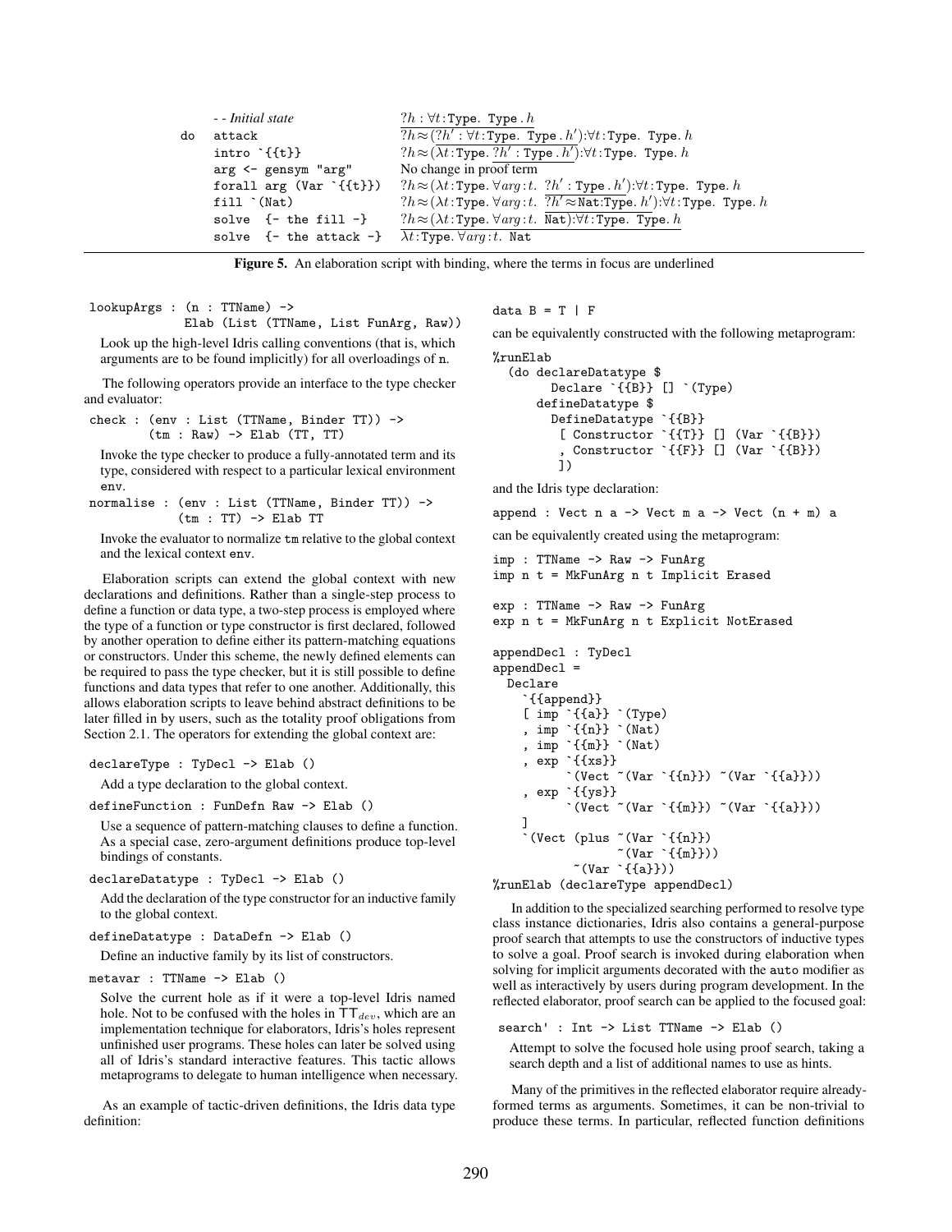| | | |
|---|---|---|
| | *- - Initial state* | $?h : \forall t{:}\texttt{Type}.\ \texttt{Type}.\, h$ |
| do | attack | $\overline{?h \approx (?h' : \forall t{:}\texttt{Type}.\ \texttt{Type}.\, h')}{:}\forall t{:}\texttt{Type}.\ \texttt{Type}.\, h$ |
| | intro `{{t}} | $?h \approx (\underline{\lambda t{:}\texttt{Type}.\ ?h' : \texttt{Type}.\, h'}){:}\forall t{:}\texttt{Type}.\ \texttt{Type}.\, h$ |
| | arg <- gensym "arg" | No change in proof term |
| | forall arg (Var `{{t}}) | $?h \approx (\lambda t{:}\texttt{Type}.\, \forall arg{:}t.\ \underline{?h' : \texttt{Type}.\, h'}){:}\forall t{:}\texttt{Type}.\ \texttt{Type}.\, h$ |
| | fill `(Nat) | $?h \approx (\lambda t{:}\texttt{Type}.\, \forall arg{:}t.\ \overline{?h' \approx \texttt{Nat}{:}\texttt{Type}.\, h'}){:}\forall t{:}\texttt{Type}.\ \texttt{Type}.\, h$ |
| | solve {- the fill -} | $\underline{?h \approx (\lambda t{:}\texttt{Type}.\, \forall arg{:}t.\ \overline{\texttt{Nat}}){:}\forall t{:}\texttt{Type}.\ \texttt{Type}.\, h}$ |
| | solve {- the attack -} | $\overline{\lambda t{:}\texttt{Type}.\, \forall arg{:}t.\ \texttt{Nat}}$ |

**Figure 5.** An elaboration script with binding, where the terms in focus are underlined

```
lookupArgs : (n : TTName) ->
             Elab (List (TTName, List FunArg, Raw))
```

Look up the high-level Idris calling conventions (that is, which arguments are to be found implicitly) for all overloadings of n.

The following operators provide an interface to the type checker and evaluator:

```
check : (env : List (TTName, Binder TT)) ->
        (tm : Raw) -> Elab (TT, TT)
```

Invoke the type checker to produce a fully-annotated term and its type, considered with respect to a particular lexical environment env.

```
normalise : (env : List (TTName, Binder TT)) ->
            (tm : TT) -> Elab TT
```

Invoke the evaluator to normalize tm relative to the global context and the lexical context env.

Elaboration scripts can extend the global context with new declarations and definitions. Rather than a single-step process to define a function or data type, a two-step process is employed where the type of a function or type constructor is first declared, followed by another operation to define either its pattern-matching equations or constructors. Under this scheme, the newly defined elements can be required to pass the type checker, but it is still possible to define functions and data types that refer to one another. Additionally, this allows elaboration scripts to leave behind abstract definitions to be later filled in by users, such as the totality proof obligations from Section 2.1. The operators for extending the global context are:

```
declareType : TyDecl -> Elab ()
```

Add a type declaration to the global context.

```
defineFunction : FunDefn Raw -> Elab ()
```

Use a sequence of pattern-matching clauses to define a function. As a special case, zero-argument definitions produce top-level bindings of constants.

```
declareDatatype : TyDecl -> Elab ()
```

Add the declaration of the type constructor for an inductive family to the global context.

```
defineDatatype : DataDefn -> Elab ()
```

Define an inductive family by its list of constructors.

```
metavar : TTName -> Elab ()
```

Solve the current hole as if it were a top-level Idris named hole. Not to be confused with the holes in $\mathsf{TT}_{dev}$, which are an implementation technique for elaborators, Idris's holes represent unfinished user programs. These holes can later be solved using all of Idris's standard interactive features. This tactic allows metaprograms to delegate to human intelligence when necessary.

As an example of tactic-driven definitions, the Idris data type definition:

```
data B = T | F
```

can be equivalently constructed with the following metaprogram:

```
%runElab
  (do declareDatatype $
        Declare `{{B}} [] `(Type)
      defineDatatype $
        DefineDatatype `{{B}}
         [ Constructor `{{T}} [] (Var `{{B}})
         , Constructor `{{F}} [] (Var `{{B}})
         ])
```

and the Idris type declaration:

```
append : Vect n a -> Vect m a -> Vect (n + m) a
```

can be equivalently created using the metaprogram:

```
imp : TTName -> Raw -> FunArg
imp n t = MkFunArg n t Implicit Erased

exp : TTName -> Raw -> FunArg
exp n t = MkFunArg n t Explicit NotErased

appendDecl : TyDecl
appendDecl =
  Declare
    `{{append}}
    [ imp `{{a}} `(Type)
    , imp `{{n}} `(Nat)
    , imp `{{m}} `(Nat)
    , exp `{{xs}}
          `(Vect ~(Var `{{n}}) ~(Var `{{a}}))
    , exp `{{ys}}
          `(Vect ~(Var `{{m}}) ~(Var `{{a}}))
    ]
    `(Vect (plus ~(Var `{{n}})
                 ~(Var `{{m}}))
           ~(Var `{{a}}))
%runElab (declareType appendDecl)
```

In addition to the specialized searching performed to resolve type class instance dictionaries, Idris also contains a general-purpose proof search that attempts to use the constructors of inductive types to solve a goal. Proof search is invoked during elaboration when solving for implicit arguments decorated with the auto modifier as well as interactively by users during program development. In the reflected elaborator, proof search can be applied to the focused goal:

```
search' : Int -> List TTName -> Elab ()
```

Attempt to solve the focused hole using proof search, taking a search depth and a list of additional names to use as hints.

Many of the primitives in the reflected elaborator require already-formed terms as arguments. Sometimes, it can be non-trivial to produce these terms. In particular, reflected function definitions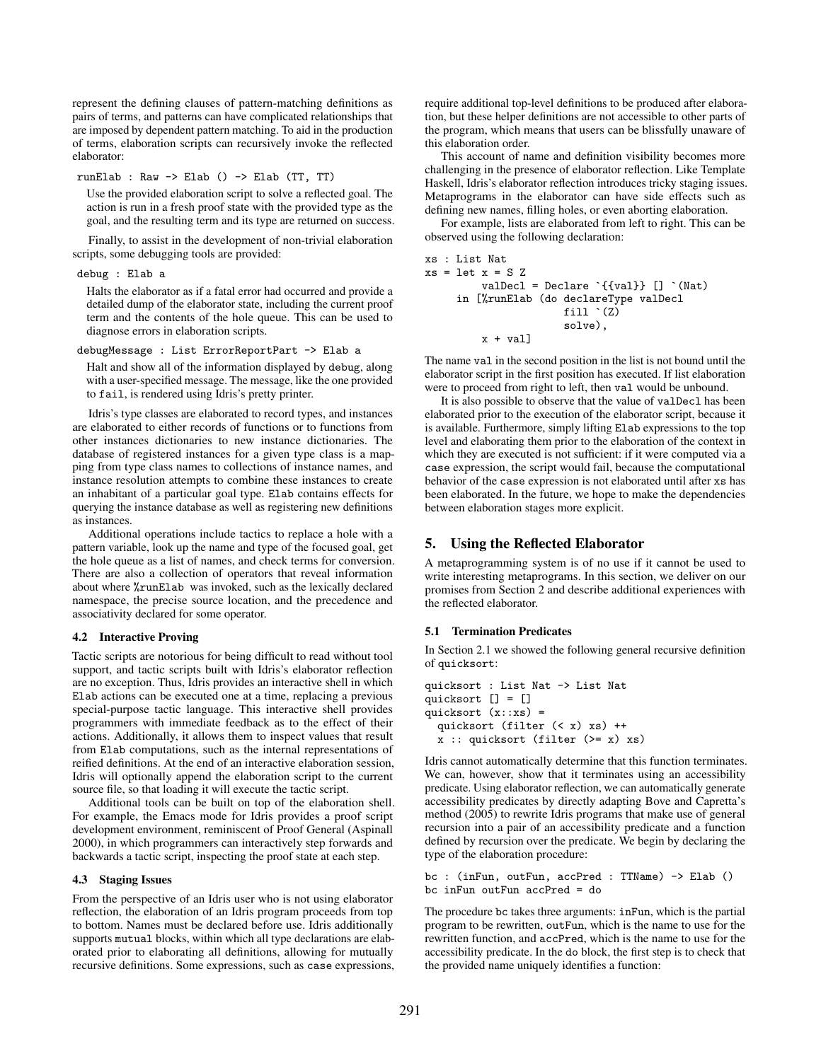represent the defining clauses of pattern-matching definitions as pairs of terms, and patterns can have complicated relationships that are imposed by dependent pattern matching. To aid in the production of terms, elaboration scripts can recursively invoke the reflected elaborator:

```
runElab : Raw -> Elab () -> Elab (TT, TT)
```

Use the provided elaboration script to solve a reflected goal. The action is run in a fresh proof state with the provided type as the goal, and the resulting term and its type are returned on success.

Finally, to assist in the development of non-trivial elaboration scripts, some debugging tools are provided:

```
debug : Elab a
```

Halts the elaborator as if a fatal error had occurred and provide a detailed dump of the elaborator state, including the current proof term and the contents of the hole queue. This can be used to diagnose errors in elaboration scripts.

```
debugMessage : List ErrorReportPart -> Elab a
```

Halt and show all of the information displayed by `debug`, along with a user-specified message. The message, like the one provided to `fail`, is rendered using Idris's pretty printer.

Idris's type classes are elaborated to record types, and instances are elaborated to either records of functions or to functions from other instances dictionaries to new instance dictionaries. The database of registered instances for a given type class is a mapping from type class names to collections of instance names, and instance resolution attempts to combine these instances to create an inhabitant of a particular goal type. `Elab` contains effects for querying the instance database as well as registering new definitions as instances.

Additional operations include tactics to replace a hole with a pattern variable, look up the name and type of the focused goal, get the hole queue as a list of names, and check terms for conversion. There are also a collection of operators that reveal information about where `%runElab` was invoked, such as the lexically declared namespace, the precise source location, and the precedence and associativity declared for some operator.

### 4.2 Interactive Proving

Tactic scripts are notorious for being difficult to read without tool support, and tactic scripts built with Idris's elaborator reflection are no exception. Thus, Idris provides an interactive shell in which `Elab` actions can be executed one at a time, replacing a previous special-purpose tactic language. This interactive shell provides programmers with immediate feedback as to the effect of their actions. Additionally, it allows them to inspect values that result from `Elab` computations, such as the internal representations of reified definitions. At the end of an interactive elaboration session, Idris will optionally append the elaboration script to the current source file, so that loading it will execute the tactic script.

Additional tools can be built on top of the elaboration shell. For example, the Emacs mode for Idris provides a proof script development environment, reminiscent of Proof General (Aspinall 2000), in which programmers can interactively step forwards and backwards a tactic script, inspecting the proof state at each step.

### 4.3 Staging Issues

From the perspective of an Idris user who is not using elaborator reflection, the elaboration of an Idris program proceeds from top to bottom. Names must be declared before use. Idris additionally supports `mutual` blocks, within which all type declarations are elaborated prior to elaborating all definitions, allowing for mutually recursive definitions. Some expressions, such as `case` expressions, require additional top-level definitions to be produced after elaboration, but these helper definitions are not accessible to other parts of the program, which means that users can be blissfully unaware of this elaboration order.

This account of name and definition visibility becomes more challenging in the presence of elaborator reflection. Like Template Haskell, Idris's elaborator reflection introduces tricky staging issues. Metaprograms in the elaborator can have side effects such as defining new names, filling holes, or even aborting elaboration.

For example, lists are elaborated from left to right. This can be observed using the following declaration:

```
xs : List Nat
xs = let x = S Z
         valDecl = Declare `{{val}} [] `(Nat)
     in [%runElab (do declareType valDecl
                      fill `(Z)
                      solve),
         x + val]
```

The name `val` in the second position in the list is not bound until the elaborator script in the first position has executed. If list elaboration were to proceed from right to left, then `val` would be unbound.

It is also possible to observe that the value of `valDecl` has been elaborated prior to the execution of the elaborator script, because it is available. Furthermore, simply lifting `Elab` expressions to the top level and elaborating them prior to the elaboration of the context in which they are executed is not sufficient: if it were computed via a `case` expression, the script would fail, because the computational behavior of the `case` expression is not elaborated until after `xs` has been elaborated. In the future, we hope to make the dependencies between elaboration stages more explicit.

## 5. Using the Reflected Elaborator

A metaprogramming system is of no use if it cannot be used to write interesting metaprograms. In this section, we deliver on our promises from Section 2 and describe additional experiences with the reflected elaborator.

### 5.1 Termination Predicates

In Section 2.1 we showed the following general recursive definition of `quicksort`:

```
quicksort : List Nat -> List Nat
quicksort [] = []
quicksort (x::xs) =
  quicksort (filter (< x) xs) ++
  x :: quicksort (filter (>= x) xs)
```

Idris cannot automatically determine that this function terminates. We can, however, show that it terminates using an accessibility predicate. Using elaborator reflection, we can automatically generate accessibility predicates by directly adapting Bove and Capretta's method (2005) to rewrite Idris programs that make use of general recursion into a pair of an accessibility predicate and a function defined by recursion over the predicate. We begin by declaring the type of the elaboration procedure:

```
bc : (inFun, outFun, accPred : TTName) -> Elab ()
bc inFun outFun accPred = do
```

The procedure `bc` takes three arguments: `inFun`, which is the partial program to be rewritten, `outFun`, which is the name to use for the rewritten function, and `accPred`, which is the name to use for the accessibility predicate. In the `do` block, the first step is to check that the provided name uniquely identifies a function: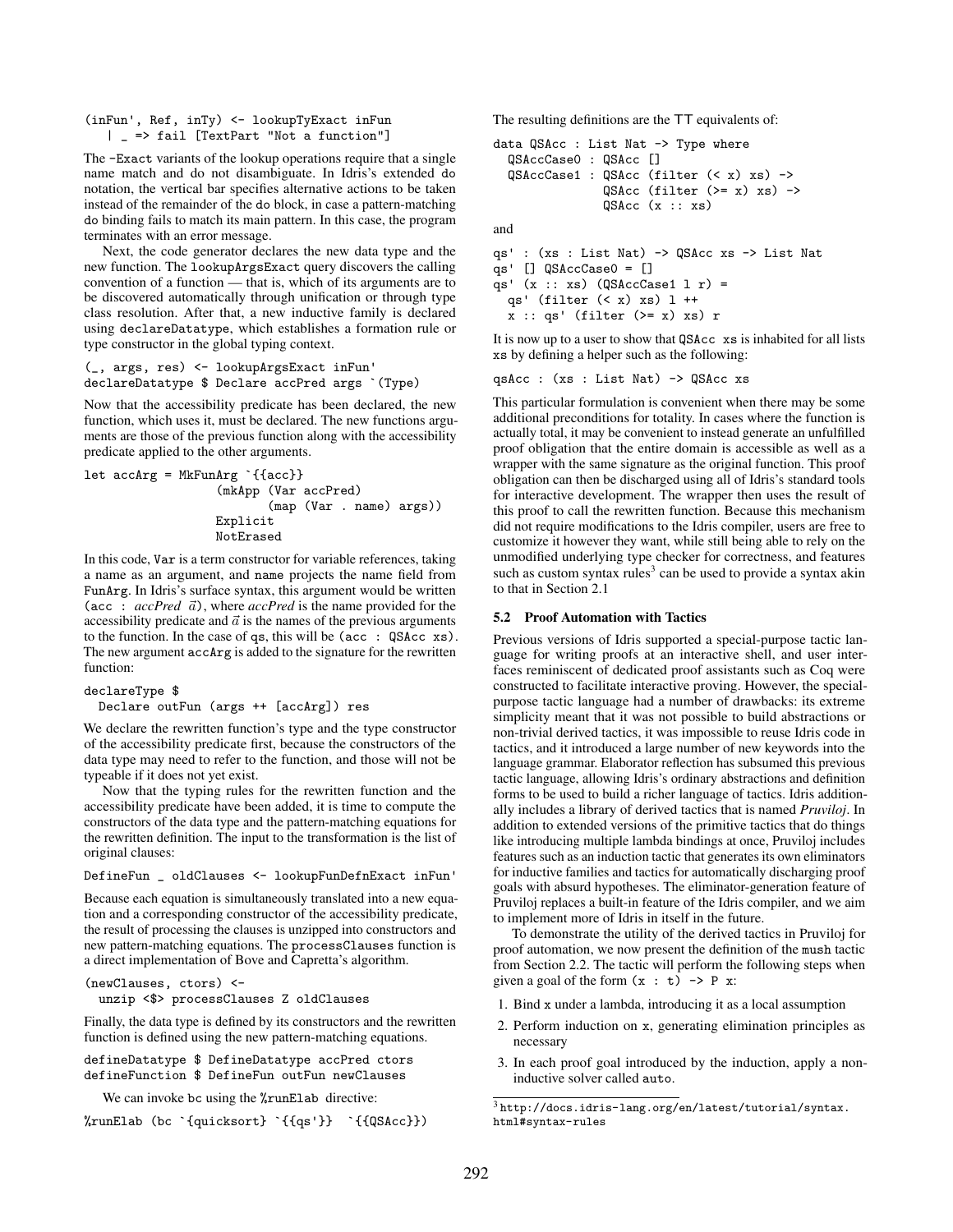```
(inFun', Ref, inTy) <- lookupTyExact inFun
   | _ => fail [TextPart "Not a function"]
```

The -Exact variants of the lookup operations require that a single name match and do not disambiguate. In Idris's extended do notation, the vertical bar specifies alternative actions to be taken instead of the remainder of the do block, in case a pattern-matching do binding fails to match its main pattern. In this case, the program terminates with an error message.

Next, the code generator declares the new data type and the new function. The lookupArgsExact query discovers the calling convention of a function — that is, which of its arguments are to be discovered automatically through unification or through type class resolution. After that, a new inductive family is declared using declareDatatype, which establishes a formation rule or type constructor in the global typing context.

```
(_, args, res) <- lookupArgsExact inFun'
declareDatatype $ Declare accPred args `(Type)
```

Now that the accessibility predicate has been declared, the new function, which uses it, must be declared. The new functions arguments are those of the previous function along with the accessibility predicate applied to the other arguments.

```
let accArg = MkFunArg `{{acc}}
                    (mkApp (Var accPred)
                           (map (Var . name) args))
                    Explicit
                    NotErased
```

In this code, Var is a term constructor for variable references, taking a name as an argument, and name projects the name field from FunArg. In Idris's surface syntax, this argument would be written (acc : *accPred* $\vec{a}$), where *accPred* is the name provided for the accessibility predicate and $\vec{a}$ is the names of the previous arguments to the function. In the case of qs, this will be (acc : QSAcc xs). The new argument accArg is added to the signature for the rewritten function:

```
declareType $
  Declare outFun (args ++ [accArg]) res
```

We declare the rewritten function's type and the type constructor of the accessibility predicate first, because the constructors of the data type may need to refer to the function, and those will not be typeable if it does not yet exist.

Now that the typing rules for the rewritten function and the accessibility predicate have been added, it is time to compute the constructors of the data type and the pattern-matching equations for the rewritten definition. The input to the transformation is the list of original clauses:

```
DefineFun _ oldClauses <- lookupFunDefnExact inFun'
```

Because each equation is simultaneously translated into a new equation and a corresponding constructor of the accessibility predicate, the result of processing the clauses is unzipped into constructors and new pattern-matching equations. The processClauses function is a direct implementation of Bove and Capretta's algorithm.

```
(newClauses, ctors) <-
  unzip <$> processClauses Z oldClauses
```

Finally, the data type is defined by its constructors and the rewritten function is defined using the new pattern-matching equations.

```
defineDatatype $ DefineDatatype accPred ctors
defineFunction $ DefineFun outFun newClauses
```

We can invoke bc using the %runElab directive:

```
%runElab (bc `{quicksort} `{{qs'}}  `{{QSAcc}})
```

The resulting definitions are the TT equivalents of:

```
data QSAcc : List Nat -> Type where
  QSAccCase0 : QSAcc []
  QSAccCase1 : QSAcc (filter (< x) xs) ->
               QSAcc (filter (>= x) xs) ->
               QSAcc (x :: xs)
```

and

```
qs' : (xs : List Nat) -> QSAcc xs -> List Nat
qs' [] QSAccCase0 = []
qs' (x :: xs) (QSAccCase1 l r) =
  qs' (filter (< x) xs) l ++
  x :: qs' (filter (>= x) xs) r
```

It is now up to a user to show that QSAcc xs is inhabited for all lists xs by defining a helper such as the following:

```
qsAcc : (xs : List Nat) -> QSAcc xs
```

This particular formulation is convenient when there may be some additional preconditions for totality. In cases where the function is actually total, it may be convenient to instead generate an unfulfilled proof obligation that the entire domain is accessible as well as a wrapper with the same signature as the original function. This proof obligation can then be discharged using all of Idris's standard tools for interactive development. The wrapper then uses the result of this proof to call the rewritten function. Because this mechanism did not require modifications to the Idris compiler, users are free to customize it however they want, while still being able to rely on the unmodified underlying type checker for correctness, and features such as custom syntax rules[3] can be used to provide a syntax akin to that in Section 2.1

### 5.2 Proof Automation with Tactics

Previous versions of Idris supported a special-purpose tactic language for writing proofs at an interactive shell, and user interfaces reminiscent of dedicated proof assistants such as Coq were constructed to facilitate interactive proving. However, the special-purpose tactic language had a number of drawbacks: its extreme simplicity meant that it was not possible to build abstractions or non-trivial derived tactics, it was impossible to reuse Idris code in tactics, and it introduced a large number of new keywords into the language grammar. Elaborator reflection has subsumed this previous tactic language, allowing Idris's ordinary abstractions and definition forms to be used to build a richer language of tactics. Idris additionally includes a library of derived tactics that is named *Pruviloj*. In addition to extended versions of the primitive tactics that do things like introducing multiple lambda bindings at once, Pruviloj includes features such as an induction tactic that generates its own eliminators for inductive families and tactics for automatically discharging proof goals with absurd hypotheses. The eliminator-generation feature of Pruviloj replaces a built-in feature of the Idris compiler, and we aim to implement more of Idris in itself in the future.

To demonstrate the utility of the derived tactics in Pruviloj for proof automation, we now present the definition of the mush tactic from Section 2.2. The tactic will perform the following steps when given a goal of the form (x : t) -> P x:

1. Bind x under a lambda, introducing it as a local assumption
2. Perform induction on x, generating elimination principles as necessary
3. In each proof goal introduced by the induction, apply a non-inductive solver called auto.

[3] http://docs.idris-lang.org/en/latest/tutorial/syntax.html#syntax-rules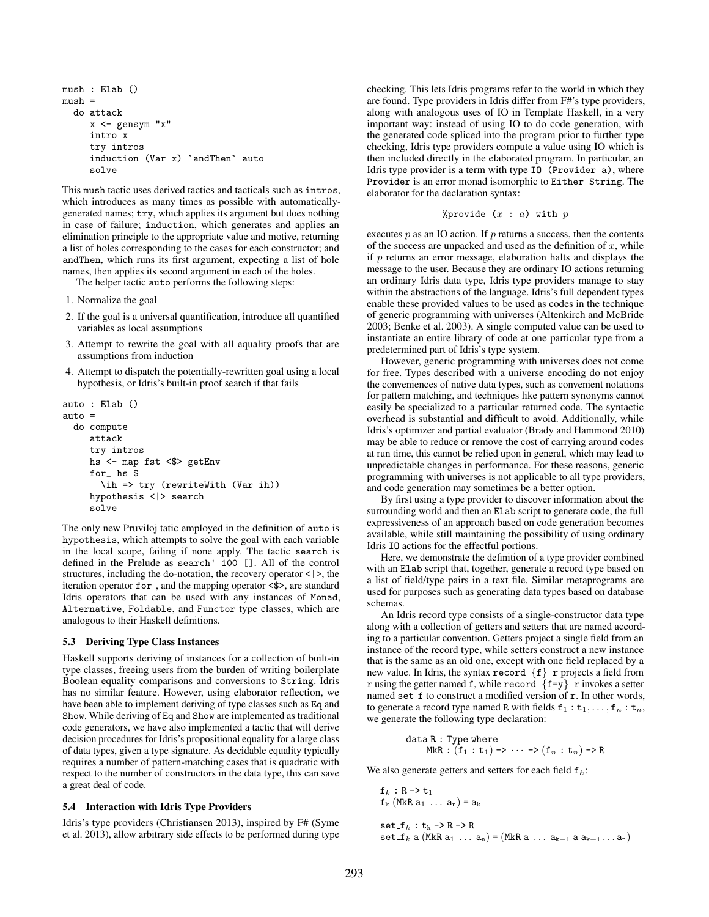```
mush : Elab ()
mush =
  do attack
     x <- gensym "x"
     intro x
     try intros
     induction (Var x) `andThen` auto
     solve
```

This `mush` tactic uses derived tactics and tacticals such as `intros`, which introduces as many times as possible with automatically-generated names; `try`, which applies its argument but does nothing in case of failure; `induction`, which generates and applies an elimination principle to the appropriate value and motive, returning a list of holes corresponding to the cases for each constructor; and `andThen`, which runs its first argument, expecting a list of hole names, then applies its second argument in each of the holes.

The helper tactic `auto` performs the following steps:

1. Normalize the goal
2. If the goal is a universal quantification, introduce all quantified variables as local assumptions
3. Attempt to rewrite the goal with all equality proofs that are assumptions from induction
4. Attempt to dispatch the potentially-rewritten goal using a local hypothesis, or Idris's built-in proof search if that fails

```
auto : Elab ()
auto =
  do compute
     attack
     try intros
     hs <- map fst <$> getEnv
     for_ hs $
       \ih => try (rewriteWith (Var ih))
     hypothesis <|> search
     solve
```

The only new Pruviloj tatic employed in the definition of `auto` is `hypothesis`, which attempts to solve the goal with each variable in the local scope, failing if none apply. The tactic `search` is defined in the Prelude as `search' 100 []`. All of the control structures, including the do-notation, the recovery operator `<|>`, the iteration operator `for_`, and the mapping operator `<$>`, are standard Idris operators that can be used with any instances of `Monad`, `Alternative`, `Foldable`, and `Functor` type classes, which are analogous to their Haskell definitions.

### 5.3 Deriving Type Class Instances

Haskell supports deriving of instances for a collection of built-in type classes, freeing users from the burden of writing boilerplate Boolean equality comparisons and conversions to `String`. Idris has no similar feature. However, using elaborator reflection, we have been able to implement deriving of type classes such as `Eq` and `Show`. While deriving of `Eq` and `Show` are implemented as traditional code generators, we have also implemented a tactic that will derive decision procedures for Idris's propositional equality for a large class of data types, given a type signature. As decidable equality typically requires a number of pattern-matching cases that is quadratic with respect to the number of constructors in the data type, this can save a great deal of code.

### 5.4 Interaction with Idris Type Providers

Idris's type providers (Christiansen 2013), inspired by F# (Syme et al. 2013), allow arbitrary side effects to be performed during type checking. This lets Idris programs refer to the world in which they are found. Type providers in Idris differ from F#'s type providers, along with analogous uses of IO in Template Haskell, in a very important way: instead of using IO to do code generation, with the generated code spliced into the program prior to further type checking, Idris type providers compute a value using IO which is then included directly in the elaborated program. In particular, an Idris type provider is a term with type `IO (Provider a)`, where `Provider` is an error monad isomorphic to `Either String`. The elaborator for the declaration syntax:

$$\texttt{\%provide } (x \texttt{ : } a) \texttt{ with } p$$

executes $p$ as an IO action. If $p$ returns a success, then the contents of the success are unpacked and used as the definition of $x$, while if $p$ returns an error message, elaboration halts and displays the message to the user. Because they are ordinary IO actions returning an ordinary Idris data type, Idris type providers manage to stay within the abstractions of the language. Idris's full dependent types enable these provided values to be used as codes in the technique of generic programming with universes (Altenkirch and McBride 2003; Benke et al. 2003). A single computed value can be used to instantiate an entire library of code at one particular type from a predetermined part of Idris's type system.

However, generic programming with universes does not come for free. Types described with a universe encoding do not enjoy the conveniences of native data types, such as convenient notations for pattern matching, and techniques like pattern synonyms cannot easily be specialized to a particular returned code. The syntactic overhead is substantial and difficult to avoid. Additionally, while Idris's optimizer and partial evaluator (Brady and Hammond 2010) may be able to reduce or remove the cost of carrying around codes at run time, this cannot be relied upon in general, which may lead to unpredictable changes in performance. For these reasons, generic programming with universes is not applicable to all type providers, and code generation may sometimes be a better option.

By first using a type provider to discover information about the surrounding world and then an `Elab` script to generate code, the full expressiveness of an approach based on code generation becomes available, while still maintaining the possibility of using ordinary Idris `IO` actions for the effectful portions.

Here, we demonstrate the definition of a type provider combined with an `Elab` script that, together, generate a record type based on a list of field/type pairs in a text file. Similar metaprograms are used for purposes such as generating data types based on database schemas.

An Idris record type consists of a single-constructor data type along with a collection of getters and setters that are named according to a particular convention. Getters project a single field from an instance of the record type, while setters construct a new instance that is the same as an old one, except with one field replaced by a new value. In Idris, the syntax `record {f} r` projects a field from `r` using the getter named `f`, while `record {f=y} r` invokes a setter named `set_f` to construct a modified version of `r`. In other words, to generate a record type named `R` with fields $\texttt{f}_1 : \texttt{t}_1, \ldots, \texttt{f}_n : \texttt{t}_n$, we generate the following type declaration:

$$\begin{array}{l}\texttt{data R : Type where}\\ \quad\texttt{MkR : } (\texttt{f}_1 \texttt{ : } \texttt{t}_1) \texttt{ -> } \cdots \texttt{ -> } (\texttt{f}_n \texttt{ : } \texttt{t}_n) \texttt{ -> R}\end{array}$$

We also generate getters and setters for each field $\texttt{f}_k$:

$$\begin{array}{l}\texttt{f}_k \texttt{ : R -> } \texttt{t}_1\\ \texttt{f}_k\ (\texttt{MkR a}_1 \ \ldots\ \texttt{a}_n) \texttt{ = } \texttt{a}_k\\[1em] \texttt{set\_f}_k \texttt{ : } \texttt{t}_k \texttt{ -> R -> R}\\ \texttt{set\_f}_k \texttt{ a } (\texttt{MkR a}_1 \ \ldots\ \texttt{a}_n) \texttt{ = } (\texttt{MkR a } \ldots\ \texttt{a}_{k-1} \texttt{ a } \texttt{a}_{k+1} \ldots \texttt{a}_n)\end{array}$$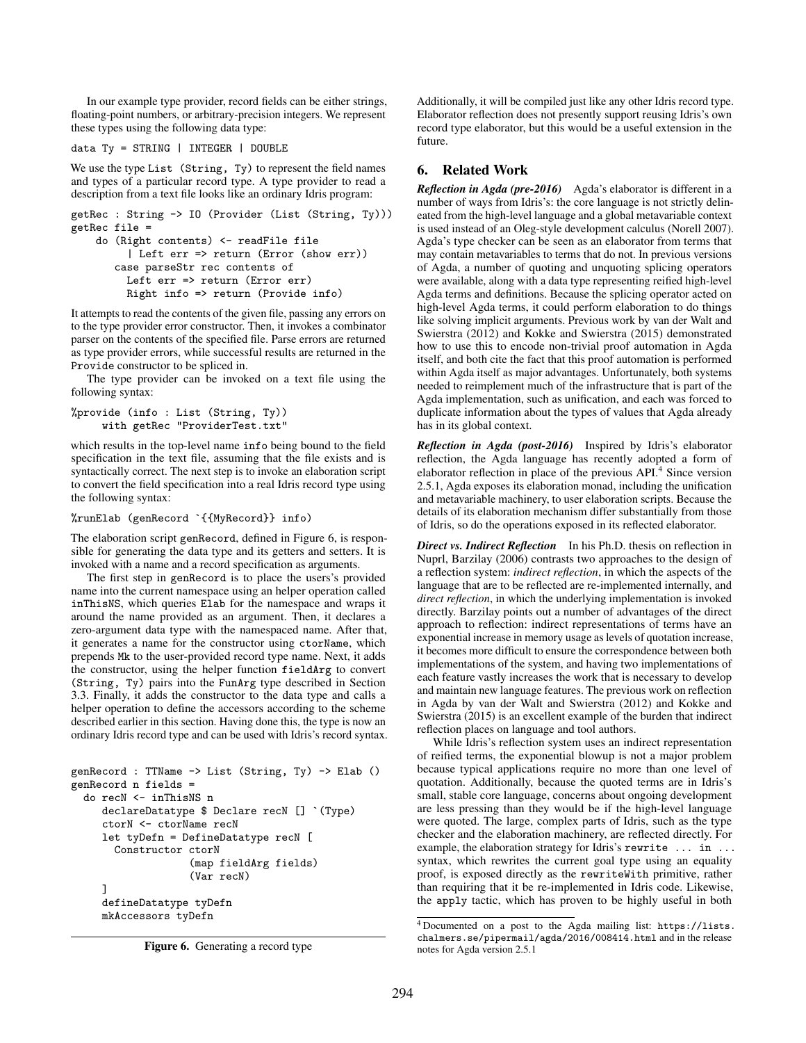In our example type provider, record fields can be either strings, floating-point numbers, or arbitrary-precision integers. We represent these types using the following data type:

```
data Ty = STRING | INTEGER | DOUBLE
```

We use the type `List (String, Ty)` to represent the field names and types of a particular record type. A type provider to read a description from a text file looks like an ordinary Idris program:

```
getRec : String -> IO (Provider (List (String, Ty)))
getRec file =
    do (Right contents) <- readFile file
         | Left err => return (Error (show err))
       case parseStr rec contents of
         Left err => return (Error err)
         Right info => return (Provide info)
```

It attempts to read the contents of the given file, passing any errors on to the type provider error constructor. Then, it invokes a combinator parser on the contents of the specified file. Parse errors are returned as type provider errors, while successful results are returned in the `Provide` constructor to be spliced in.

The type provider can be invoked on a text file using the following syntax:

```
%provide (info : List (String, Ty))
     with getRec "ProviderTest.txt"
```

which results in the top-level name `info` being bound to the field specification in the text file, assuming that the file exists and is syntactically correct. The next step is to invoke an elaboration script to convert the field specification into a real Idris record type using the following syntax:

```
%runElab (genRecord `{{MyRecord}} info)
```

The elaboration script `genRecord`, defined in Figure 6, is responsible for generating the data type and its getters and setters. It is invoked with a name and a record specification as arguments.

The first step in `genRecord` is to place the users's provided name into the current namespace using an helper operation called `inThisNS`, which queries `Elab` for the namespace and wraps it around the name provided as an argument. Then, it declares a zero-argument data type with the namespaced name. After that, it generates a name for the constructor using `ctorName`, which prepends `Mk` to the user-provided record type name. Next, it adds the constructor, using the helper function `fieldArg` to convert `(String, Ty)` pairs into the `FunArg` type described in Section 3.3. Finally, it adds the constructor to the data type and calls a helper operation to define the accessors according to the scheme described earlier in this section. Having done this, the type is now an ordinary Idris record type and can be used with Idris's record syntax.

```
genRecord : TTName -> List (String, Ty) -> Elab ()
genRecord n fields =
  do recN <- inThisNS n
     declareDatatype $ Declare recN [] `(Type)
     ctorN <- ctorName recN
     let tyDefn = DefineDatatype recN [
       Constructor ctorN
                   (map fieldArg fields)
                   (Var recN)
     ]
     defineDatatype tyDefn
     mkAccessors tyDefn
```

**Figure 6.** Generating a record type

Additionally, it will be compiled just like any other Idris record type. Elaborator reflection does not presently support reusing Idris's own record type elaborator, but this would be a useful extension in the future.

## 6. Related Work

***Reflection in Agda (pre-2016)*** Agda's elaborator is different in a number of ways from Idris's: the core language is not strictly delineated from the high-level language and a global metavariable context is used instead of an Oleg-style development calculus (Norell 2007). Agda's type checker can be seen as an elaborator from terms that may contain metavariables to terms that do not. In previous versions of Agda, a number of quoting and unquoting splicing operators were available, along with a data type representing reified high-level Agda terms and definitions. Because the splicing operator acted on high-level Agda terms, it could perform elaboration to do things like solving implicit arguments. Previous work by van der Walt and Swierstra (2012) and Kokke and Swierstra (2015) demonstrated how to use this to encode non-trivial proof automation in Agda itself, and both cite the fact that this proof automation is performed within Agda itself as major advantages. Unfortunately, both systems needed to reimplement much of the infrastructure that is part of the Agda implementation, such as unification, and each was forced to duplicate information about the types of values that Agda already has in its global context.

***Reflection in Agda (post-2016)*** Inspired by Idris's elaborator reflection, the Agda language has recently adopted a form of elaborator reflection in place of the previous API.[4] Since version 2.5.1, Agda exposes its elaboration monad, including the unification and metavariable machinery, to user elaboration scripts. Because the details of its elaboration mechanism differ substantially from those of Idris, so do the operations exposed in its reflected elaborator.

***Direct vs. Indirect Reflection*** In his Ph.D. thesis on reflection in Nuprl, Barzilay (2006) contrasts two approaches to the design of a reflection system: *indirect reflection*, in which the aspects of the language that are to be reflected are re-implemented internally, and *direct reflection*, in which the underlying implementation is invoked directly. Barzilay points out a number of advantages of the direct approach to reflection: indirect representations of terms have an exponential increase in memory usage as levels of quotation increase, it becomes more difficult to ensure the correspondence between both implementations of the system, and having two implementations of each feature vastly increases the work that is necessary to develop and maintain new language features. The previous work on reflection in Agda by van der Walt and Swierstra (2012) and Kokke and Swierstra (2015) is an excellent example of the burden that indirect reflection places on language and tool authors.

While Idris's reflection system uses an indirect representation of reified terms, the exponential blowup is not a major problem because typical applications require no more than one level of quotation. Additionally, because the quoted terms are in Idris's small, stable core language, concerns about ongoing development are less pressing than they would be if the high-level language were quoted. The large, complex parts of Idris, such as the type checker and the elaboration machinery, are reflected directly. For example, the elaboration strategy for Idris's `rewrite ... in ...` syntax, which rewrites the current goal type using an equality proof, is exposed directly as the `rewriteWith` primitive, rather than requiring that it be re-implemented in Idris code. Likewise, the `apply` tactic, which has proven to be highly useful in both

[4] Documented on a post to the Agda mailing list: https://lists.chalmers.se/pipermail/agda/2016/008414.html and in the release notes for Agda version 2.5.1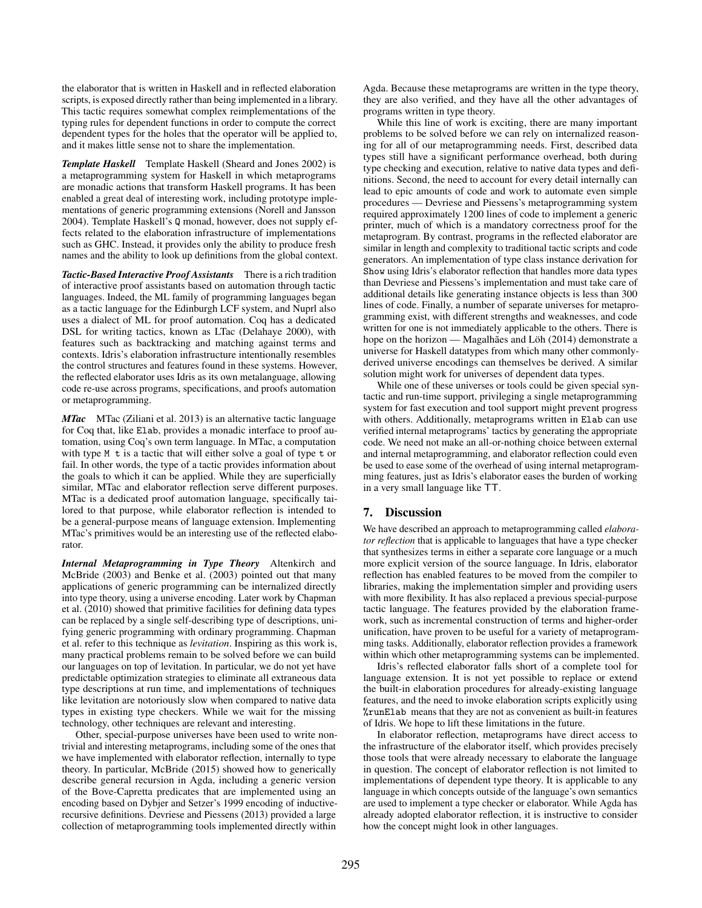the elaborator that is written in Haskell and in reflected elaboration scripts, is exposed directly rather than being implemented in a library. This tactic requires somewhat complex reimplementations of the typing rules for dependent functions in order to compute the correct dependent types for the holes that the operator will be applied to, and it makes little sense not to share the implementation.

***Template Haskell*** Template Haskell (Sheard and Jones 2002) is a metaprogramming system for Haskell in which metaprograms are monadic actions that transform Haskell programs. It has been enabled a great deal of interesting work, including prototype implementations of generic programming extensions (Norell and Jansson 2004). Template Haskell's `Q` monad, however, does not supply effects related to the elaboration infrastructure of implementations such as GHC. Instead, it provides only the ability to produce fresh names and the ability to look up definitions from the global context.

***Tactic-Based Interactive Proof Assistants*** There is a rich tradition of interactive proof assistants based on automation through tactic languages. Indeed, the ML family of programming languages began as a tactic language for the Edinburgh LCF system, and Nuprl also uses a dialect of ML for proof automation. Coq has a dedicated DSL for writing tactics, known as LTac (Delahaye 2000), with features such as backtracking and matching against terms and contexts. Idris's elaboration infrastructure intentionally resembles the control structures and features found in these systems. However, the reflected elaborator uses Idris as its own metalanguage, allowing code re-use across programs, specifications, and proofs automation or metaprogramming.

***MTac*** MTac (Ziliani et al. 2013) is an alternative tactic language for Coq that, like `Elab`, provides a monadic interface to proof automation, using Coq's own term language. In MTac, a computation with type `M t` is a tactic that will either solve a goal of type `t` or fail. In other words, the type of a tactic provides information about the goals to which it can be applied. While they are superficially similar, MTac and elaborator reflection serve different purposes. MTac is a dedicated proof automation language, specifically tailored to that purpose, while elaborator reflection is intended to be a general-purpose means of language extension. Implementing MTac's primitives would be an interesting use of the reflected elaborator.

***Internal Metaprogramming in Type Theory*** Altenkirch and McBride (2003) and Benke et al. (2003) pointed out that many applications of generic programming can be internalized directly into type theory, using a universe encoding. Later work by Chapman et al. (2010) showed that primitive facilities for defining data types can be replaced by a single self-describing type of descriptions, unifying generic programming with ordinary programming. Chapman et al. refer to this technique as *levitation*. Inspiring as this work is, many practical problems remain to be solved before we can build our languages on top of levitation. In particular, we do not yet have predictable optimization strategies to eliminate all extraneous data type descriptions at run time, and implementations of techniques like levitation are notoriously slow when compared to native data types in existing type checkers. While we wait for the missing technology, other techniques are relevant and interesting.

Other, special-purpose universes have been used to write nontrivial and interesting metaprograms, including some of the ones that we have implemented with elaborator reflection, internally to type theory. In particular, McBride (2015) showed how to generically describe general recursion in Agda, including a generic version of the Bove-Capretta predicates that are implemented using an encoding based on Dybjer and Setzer's 1999 encoding of inductive-recursive definitions. Devriese and Piessens (2013) provided a large collection of metaprogramming tools implemented directly within Agda. Because these metaprograms are written in the type theory, they are also verified, and they have all the other advantages of programs written in type theory.

While this line of work is exciting, there are many important problems to be solved before we can rely on internalized reasoning for all of our metaprogramming needs. First, described data types still have a significant performance overhead, both during type checking and execution, relative to native data types and definitions. Second, the need to account for every detail internally can lead to epic amounts of code and work to automate even simple procedures — Devriese and Piessens's metaprogramming system required approximately 1200 lines of code to implement a generic printer, much of which is a mandatory correctness proof for the metaprogram. By contrast, programs in the reflected elaborator are similar in length and complexity to traditional tactic scripts and code generators. An implementation of type class instance derivation for `Show` using Idris's elaborator reflection that handles more data types than Devriese and Piessens's implementation and must take care of additional details like generating instance objects is less than 300 lines of code. Finally, a number of separate universes for metaprogramming exist, with different strengths and weaknesses, and code written for one is not immediately applicable to the others. There is hope on the horizon — Magalhães and Löh (2014) demonstrate a universe for Haskell datatypes from which many other commonly-derived universe encodings can themselves be derived. A similar solution might work for universes of dependent data types.

While one of these universes or tools could be given special syntactic and run-time support, privileging a single metaprogramming system for fast execution and tool support might prevent progress with others. Additionally, metaprograms written in `Elab` can use verified internal metaprograms' tactics by generating the appropriate code. We need not make an all-or-nothing choice between external and internal metaprogramming, and elaborator reflection could even be used to ease some of the overhead of using internal metaprogramming features, just as Idris's elaborator eases the burden of working in a very small language like `TT`.

## 7. Discussion

We have described an approach to metaprogramming called *elaborator reflection* that is applicable to languages that have a type checker that synthesizes terms in either a separate core language or a much more explicit version of the source language. In Idris, elaborator reflection has enabled features to be moved from the compiler to libraries, making the implementation simpler and providing users with more flexibility. It has also replaced a previous special-purpose tactic language. The features provided by the elaboration framework, such as incremental construction of terms and higher-order unification, have proven to be useful for a variety of metaprogramming tasks. Additionally, elaborator reflection provides a framework within which other metaprogramming systems can be implemented.

Idris's reflected elaborator falls short of a complete tool for language extension. It is not yet possible to replace or extend the built-in elaboration procedures for already-existing language features, and the need to invoke elaboration scripts explicitly using `%runElab` means that they are not as convenient as built-in features of Idris. We hope to lift these limitations in the future.

In elaborator reflection, metaprograms have direct access to the infrastructure of the elaborator itself, which provides precisely those tools that were already necessary to elaborate the language in question. The concept of elaborator reflection is not limited to implementations of dependent type theory. It is applicable to any language in which concepts outside of the language's own semantics are used to implement a type checker or elaborator. While Agda has already adopted elaborator reflection, it is instructive to consider how the concept might look in other languages.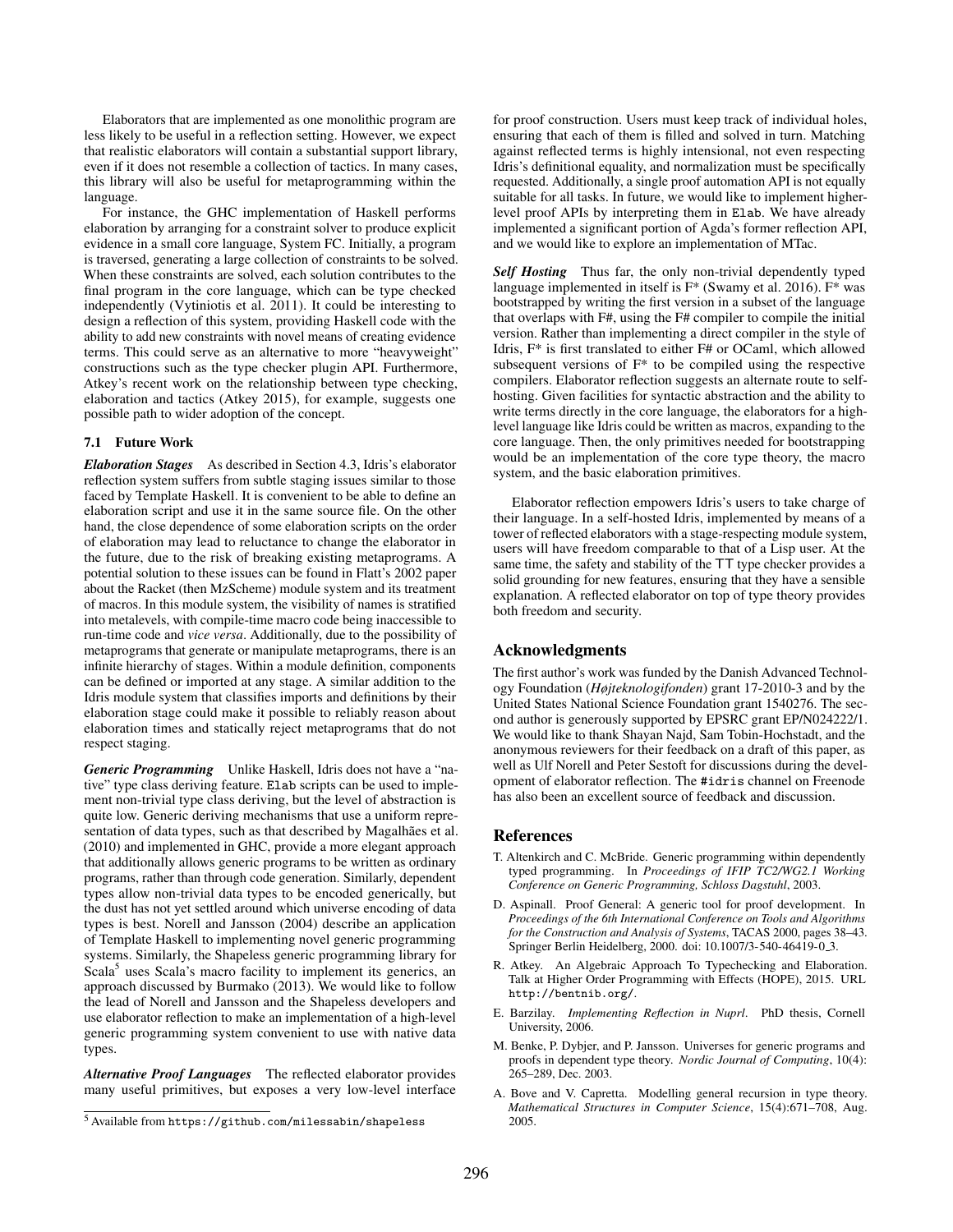Elaborators that are implemented as one monolithic program are less likely to be useful in a reflection setting. However, we expect that realistic elaborators will contain a substantial support library, even if it does not resemble a collection of tactics. In many cases, this library will also be useful for metaprogramming within the language.

For instance, the GHC implementation of Haskell performs elaboration by arranging for a constraint solver to produce explicit evidence in a small core language, System FC. Initially, a program is traversed, generating a large collection of constraints to be solved. When these constraints are solved, each solution contributes to the final program in the core language, which can be type checked independently (Vytiniotis et al. 2011). It could be interesting to design a reflection of this system, providing Haskell code with the ability to add new constraints with novel means of creating evidence terms. This could serve as an alternative to more "heavyweight" constructions such as the type checker plugin API. Furthermore, Atkey's recent work on the relationship between type checking, elaboration and tactics (Atkey 2015), for example, suggests one possible path to wider adoption of the concept.

### 7.1 Future Work

***Elaboration Stages*** As described in Section 4.3, Idris's elaborator reflection system suffers from subtle staging issues similar to those faced by Template Haskell. It is convenient to be able to define an elaboration script and use it in the same source file. On the other hand, the close dependence of some elaboration scripts on the order of elaboration may lead to reluctance to change the elaborator in the future, due to the risk of breaking existing metaprograms. A potential solution to these issues can be found in Flatt's 2002 paper about the Racket (then MzScheme) module system and its treatment of macros. In this module system, the visibility of names is stratified into metalevels, with compile-time macro code being inaccessible to run-time code and *vice versa*. Additionally, due to the possibility of metaprograms that generate or manipulate metaprograms, there is an infinite hierarchy of stages. Within a module definition, components can be defined or imported at any stage. A similar addition to the Idris module system that classifies imports and definitions by their elaboration stage could make it possible to reliably reason about elaboration times and statically reject metaprograms that do not respect staging.

***Generic Programming*** Unlike Haskell, Idris does not have a "native" type class deriving feature. `Elab` scripts can be used to implement non-trivial type class deriving, but the level of abstraction is quite low. Generic deriving mechanisms that use a uniform representation of data types, such as that described by Magalhães et al. (2010) and implemented in GHC, provide a more elegant approach that additionally allows generic programs to be written as ordinary programs, rather than through code generation. Similarly, dependent types allow non-trivial data types to be encoded generically, but the dust has not yet settled around which universe encoding of data types is best. Norell and Jansson (2004) describe an application of Template Haskell to implementing novel generic programming systems. Similarly, the Shapeless generic programming library for Scala[5] uses Scala's macro facility to implement its generics, an approach discussed by Burmako (2013). We would like to follow the lead of Norell and Jansson and the Shapeless developers and use elaborator reflection to make an implementation of a high-level generic programming system convenient to use with native data types.

***Alternative Proof Languages*** The reflected elaborator provides many useful primitives, but exposes a very low-level interface for proof construction. Users must keep track of individual holes, ensuring that each of them is filled and solved in turn. Matching against reflected terms is highly intensional, not even respecting Idris's definitional equality, and normalization must be specifically requested. Additionally, a single proof automation API is not equally suitable for all tasks. In future, we would like to implement higher-level proof APIs by interpreting them in `Elab`. We have already implemented a significant portion of Agda's former reflection API, and we would like to explore an implementation of MTac.

***Self Hosting*** Thus far, the only non-trivial dependently typed language implemented in itself is F* (Swamy et al. 2016). F* was bootstrapped by writing the first version in a subset of the language that overlaps with F#, using the F# compiler to compile the initial version. Rather than implementing a direct compiler in the style of Idris, F* is first translated to either F# or OCaml, which allowed subsequent versions of F* to be compiled using the respective compilers. Elaborator reflection suggests an alternate route to self-hosting. Given facilities for syntactic abstraction and the ability to write terms directly in the core language, the elaborators for a high-level language like Idris could be written as macros, expanding to the core language. Then, the only primitives needed for bootstrapping would be an implementation of the core type theory, the macro system, and the basic elaboration primitives.

Elaborator reflection empowers Idris's users to take charge of their language. In a self-hosted Idris, implemented by means of a tower of reflected elaborators with a stage-respecting module system, users will have freedom comparable to that of a Lisp user. At the same time, the safety and stability of the TT type checker provides a solid grounding for new features, ensuring that they have a sensible explanation. A reflected elaborator on top of type theory provides both freedom and security.

## Acknowledgments

The first author's work was funded by the Danish Advanced Technology Foundation (*Højteknologifonden*) grant 17-2010-3 and by the United States National Science Foundation grant 1540276. The second author is generously supported by EPSRC grant EP/N024222/1. We would like to thank Shayan Najd, Sam Tobin-Hochstadt, and the anonymous reviewers for their feedback on a draft of this paper, as well as Ulf Norell and Peter Sestoft for discussions during the development of elaborator reflection. The `#idris` channel on Freenode has also been an excellent source of feedback and discussion.

## References

T. Altenkirch and C. McBride. Generic programming within dependently typed programming. In *Proceedings of IFIP TC2/WG2.1 Working Conference on Generic Programming, Schloss Dagstuhl*, 2003.

D. Aspinall. Proof General: A generic tool for proof development. In *Proceedings of the 6th International Conference on Tools and Algorithms for the Construction and Analysis of Systems*, TACAS 2000, pages 38–43. Springer Berlin Heidelberg, 2000. doi: 10.1007/3-540-46419-0_3.

R. Atkey. An Algebraic Approach To Typechecking and Elaboration. Talk at Higher Order Programming with Effects (HOPE), 2015. URL `http://bentnib.org/`.

E. Barzilay. *Implementing Reflection in Nuprl*. PhD thesis, Cornell University, 2006.

M. Benke, P. Dybjer, and P. Jansson. Universes for generic programs and proofs in dependent type theory. *Nordic Journal of Computing*, 10(4): 265–289, Dec. 2003.

A. Bove and V. Capretta. Modelling general recursion in type theory. *Mathematical Structures in Computer Science*, 15(4):671–708, Aug. 2005.

[5] Available from `https://github.com/milessabin/shapeless`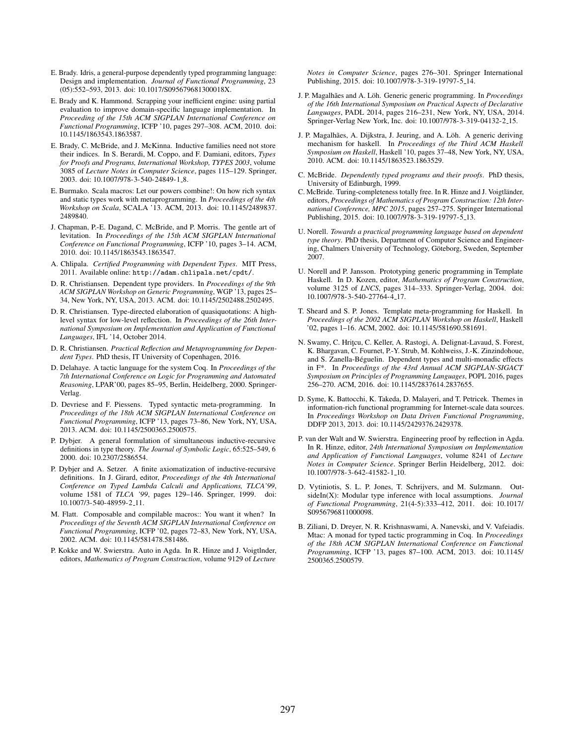E. Brady. Idris, a general-purpose dependently typed programming language: Design and implementation. *Journal of Functional Programming*, 23 (05):552–593, 2013. doi: 10.1017/S095679681300018X.

E. Brady and K. Hammond. Scrapping your inefficient engine: using partial evaluation to improve domain-specific language implementation. In *Proceeding of the 15th ACM SIGPLAN International Conference on Functional Programming*, ICFP '10, pages 297–308. ACM, 2010. doi: 10.1145/1863543.1863587.

E. Brady, C. McBride, and J. McKinna. Inductive families need not store their indices. In S. Berardi, M. Coppo, and F. Damiani, editors, *Types for Proofs and Programs, International Workshop, TYPES 2003*, volume 3085 of *Lecture Notes in Computer Science*, pages 115–129. Springer, 2003. doi: 10.1007/978-3-540-24849-1_8.

E. Burmako. Scala macros: Let our powers combine!: On how rich syntax and static types work with metaprogramming. In *Proceedings of the 4th Workshop on Scala*, SCALA '13. ACM, 2013. doi: 10.1145/2489837.2489840.

J. Chapman, P.-E. Dagand, C. McBride, and P. Morris. The gentle art of levitation. In *Proceedings of the 15th ACM SIGPLAN International Conference on Functional Programming*, ICFP '10, pages 3–14. ACM, 2010. doi: 10.1145/1863543.1863547.

A. Chlipala. *Certified Programming with Dependent Types*. MIT Press, 2011. Available online: `http://adam.chlipala.net/cpdt/`.

D. R. Christiansen. Dependent type providers. In *Proceedings of the 9th ACM SIGPLAN Workshop on Generic Programming*, WGP '13, pages 25–34, New York, NY, USA, 2013. ACM. doi: 10.1145/2502488.2502495.

D. R. Christiansen. Type-directed elaboration of quasiquotations: A high-level syntax for low-level reflection. In *Proceedings of the 26th International Symposium on Implementation and Application of Functional Languages*, IFL '14, October 2014.

D. R. Christiansen. *Practical Reflection and Metaprogramming for Dependent Types*. PhD thesis, IT University of Copenhagen, 2016.

D. Delahaye. A tactic language for the system Coq. In *Proceedings of the 7th International Conference on Logic for Programming and Automated Reasoning*, LPAR'00, pages 85–95, Berlin, Heidelberg, 2000. Springer-Verlag.

D. Devriese and F. Piessens. Typed syntactic meta-programming. In *Proceedings of the 18th ACM SIGPLAN International Conference on Functional Programming*, ICFP '13, pages 73–86, New York, NY, USA, 2013. ACM. doi: 10.1145/2500365.2500575.

P. Dybjer. A general formulation of simultaneous inductive-recursive definitions in type theory. *The Journal of Symbolic Logic*, 65:525–549, 6 2000. doi: 10.2307/2586554.

P. Dybjer and A. Setzer. A finite axiomatization of inductive-recursive definitions. In J. Girard, editor, *Proceedings of the 4th International Conference on Typed Lambda Calculi and Applications, TLCA'99*, volume 1581 of *TLCA '99*, pages 129–146. Springer, 1999. doi: 10.1007/3-540-48959-2_11.

M. Flatt. Composable and compilable macros:: You want it when? In *Proceedings of the Seventh ACM SIGPLAN International Conference on Functional Programming*, ICFP '02, pages 72–83, New York, NY, USA, 2002. ACM. doi: 10.1145/581478.581486.

P. Kokke and W. Swierstra. Auto in Agda. In R. Hinze and J. Voigtlnder, editors, *Mathematics of Program Construction*, volume 9129 of *Lecture Notes in Computer Science*, pages 276–301. Springer International Publishing, 2015. doi: 10.1007/978-3-319-19797-5_14.

J. P. Magalhães and A. Löh. Generic generic programming. In *Proceedings of the 16th International Symposium on Practical Aspects of Declarative Languages*, PADL 2014, pages 216–231, New York, NY, USA, 2014. Springer-Verlag New York, Inc. doi: 10.1007/978-3-319-04132-2_15.

J. P. Magalhães, A. Dijkstra, J. Jeuring, and A. Löh. A generic deriving mechanism for haskell. In *Proceedings of the Third ACM Haskell Symposium on Haskell*, Haskell '10, pages 37–48, New York, NY, USA, 2010. ACM. doi: 10.1145/1863523.1863529.

C. McBride. *Dependently typed programs and their proofs*. PhD thesis, University of Edinburgh, 1999.

C. McBride. Turing-completeness totally free. In R. Hinze and J. Voigtländer, editors, *Proceedings of Mathematics of Program Construction: 12th International Conference, MPC 2015*, pages 257–275. Springer International Publishing, 2015. doi: 10.1007/978-3-319-19797-5_13.

U. Norell. *Towards a practical programming language based on dependent type theory*. PhD thesis, Department of Computer Science and Engineering, Chalmers University of Technology, Göteborg, Sweden, September 2007.

U. Norell and P. Jansson. Prototyping generic programming in Template Haskell. In D. Kozen, editor, *Mathematics of Program Construction*, volume 3125 of *LNCS*, pages 314–333. Springer-Verlag, 2004. doi: 10.1007/978-3-540-27764-4_17.

T. Sheard and S. P. Jones. Template meta-programming for Haskell. In *Proceedings of the 2002 ACM SIGPLAN Workshop on Haskell*, Haskell '02, pages 1–16. ACM, 2002. doi: 10.1145/581690.581691.

N. Swamy, C. Hriţcu, C. Keller, A. Rastogi, A. Delignat-Lavaud, S. Forest, K. Bhargavan, C. Fournet, P.-Y. Strub, M. Kohlweiss, J.-K. Zinzindohoue, and S. Zanella-Béguelin. Dependent types and multi-monadic effects in F*. In *Proceedings of the 43rd Annual ACM SIGPLAN-SIGACT Symposium on Principles of Programming Languages*, POPL 2016, pages 256–270. ACM, 2016. doi: 10.1145/2837614.2837655.

D. Syme, K. Battocchi, K. Takeda, D. Malayeri, and T. Petricek. Themes in information-rich functional programming for Internet-scale data sources. In *Proceedings Workshop on Data Driven Functional Programming*, DDFP 2013, 2013. doi: 10.1145/2429376.2429378.

P. van der Walt and W. Swierstra. Engineering proof by reflection in Agda. In R. Hinze, editor, *24th International Symposium on Implementation and Application of Functional Languages*, volume 8241 of *Lecture Notes in Computer Science*. Springer Berlin Heidelberg, 2012. doi: 10.1007/978-3-642-41582-1_10.

D. Vytiniotis, S. L. P. Jones, T. Schrijvers, and M. Sulzmann. OutsideIn(X): Modular type inference with local assumptions. *Journal of Functional Programming*, 21(4-5):333–412, 2011. doi: 10.1017/S0956796811000098.

B. Ziliani, D. Dreyer, N. R. Krishnaswami, A. Nanevski, and V. Vafeiadis. Mtac: A monad for typed tactic programming in Coq. In *Proceedings of the 18th ACM SIGPLAN International Conference on Functional Programming*, ICFP '13, pages 87–100. ACM, 2013. doi: 10.1145/2500365.2500579.